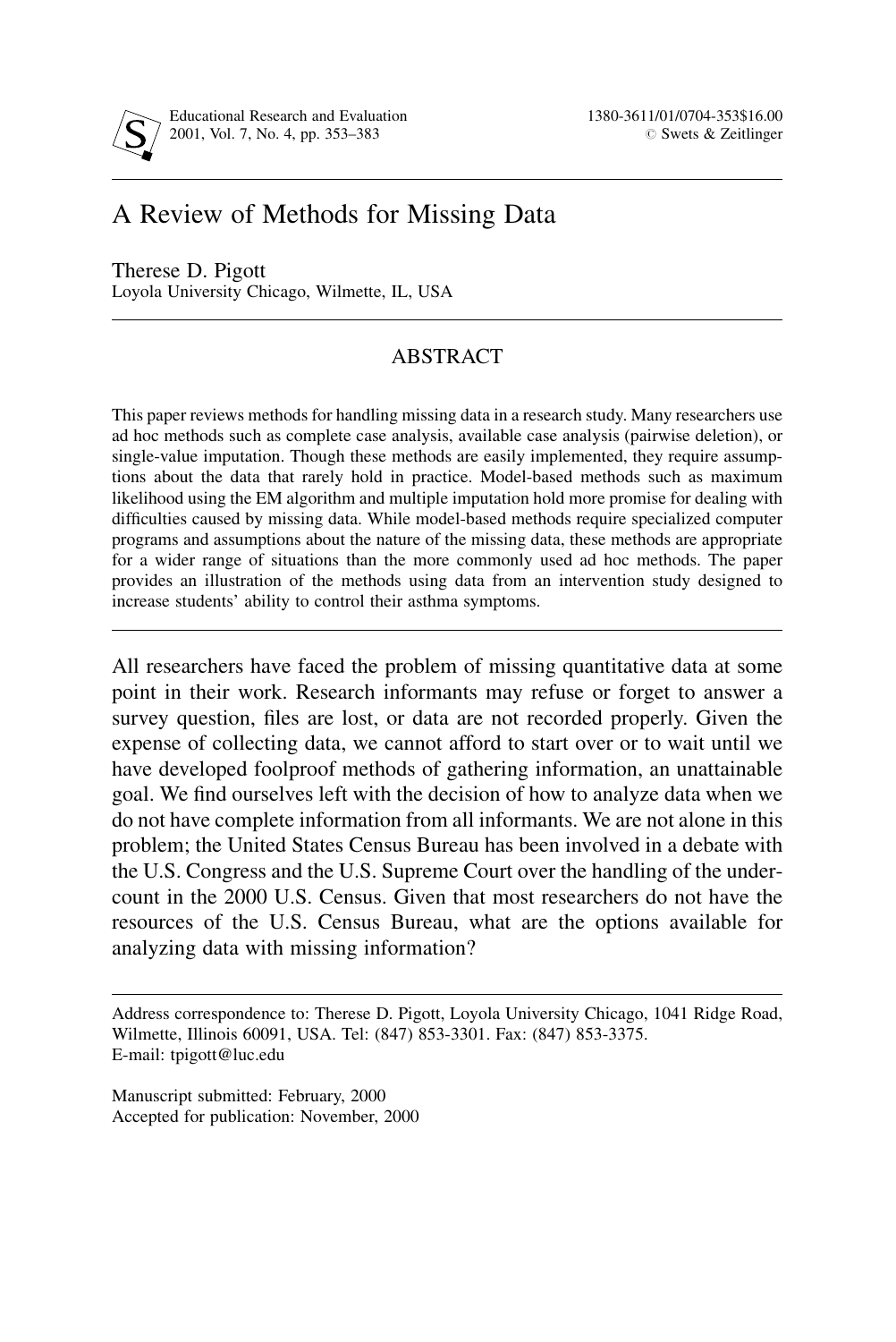# A Review of Methods for Missing Data

Therese D. Pigott
Loyola University Chicago, Wilmette, IL, USA

## ABSTRACT

This paper reviews methods for handling missing data in a research study. Many researchers use ad hoc methods such as complete case analysis, available case analysis (pairwise deletion), or single-value imputation. Though these methods are easily implemented, they require assumptions about the data that rarely hold in practice. Model-based methods such as maximum likelihood using the EM algorithm and multiple imputation hold more promise for dealing with difficulties caused by missing data. While model-based methods require specialized computer programs and assumptions about the nature of the missing data, these methods are appropriate for a wider range of situations than the more commonly used ad hoc methods. The paper provides an illustration of the methods using data from an intervention study designed to increase students' ability to control their asthma symptoms.

All researchers have faced the problem of missing quantitative data at some point in their work. Research informants may refuse or forget to answer a survey question, files are lost, or data are not recorded properly. Given the expense of collecting data, we cannot afford to start over or to wait until we have developed foolproof methods of gathering information, an unattainable goal. We find ourselves left with the decision of how to analyze data when we do not have complete information from all informants. We are not alone in this problem; the United States Census Bureau has been involved in a debate with the U.S. Congress and the U.S. Supreme Court over the handling of the undercount in the 2000 U.S. Census. Given that most researchers do not have the resources of the U.S. Census Bureau, what are the options available for analyzing data with missing information?

Address correspondence to: Therese D. Pigott, Loyola University Chicago, 1041 Ridge Road, Wilmette, Illinois 60091, USA. Tel: (847) 853-3301. Fax: (847) 853-3375. E-mail: tpigott@luc.edu

Manuscript submitted: February, 2000
Accepted for publication: November, 2000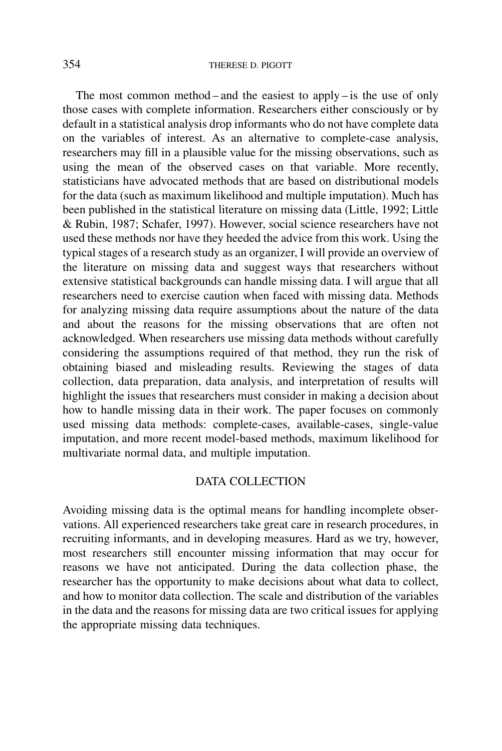The most common method – and the easiest to apply – is the use of only those cases with complete information. Researchers either consciously or by default in a statistical analysis drop informants who do not have complete data on the variables of interest. As an alternative to complete-case analysis, researchers may fill in a plausible value for the missing observations, such as using the mean of the observed cases on that variable. More recently, statisticians have advocated methods that are based on distributional models for the data (such as maximum likelihood and multiple imputation). Much has been published in the statistical literature on missing data (Little, 1992; Little & Rubin, 1987; Schafer, 1997). However, social science researchers have not used these methods nor have they heeded the advice from this work. Using the typical stages of a research study as an organizer, I will provide an overview of the literature on missing data and suggest ways that researchers without extensive statistical backgrounds can handle missing data. I will argue that all researchers need to exercise caution when faced with missing data. Methods for analyzing missing data require assumptions about the nature of the data and about the reasons for the missing observations that are often not acknowledged. When researchers use missing data methods without carefully considering the assumptions required of that method, they run the risk of obtaining biased and misleading results. Reviewing the stages of data collection, data preparation, data analysis, and interpretation of results will highlight the issues that researchers must consider in making a decision about how to handle missing data in their work. The paper focuses on commonly used missing data methods: complete-cases, available-cases, single-value imputation, and more recent model-based methods, maximum likelihood for multivariate normal data, and multiple imputation.

## DATA COLLECTION

Avoiding missing data is the optimal means for handling incomplete observations. All experienced researchers take great care in research procedures, in recruiting informants, and in developing measures. Hard as we try, however, most researchers still encounter missing information that may occur for reasons we have not anticipated. During the data collection phase, the researcher has the opportunity to make decisions about what data to collect, and how to monitor data collection. The scale and distribution of the variables in the data and the reasons for missing data are two critical issues for applying the appropriate missing data techniques.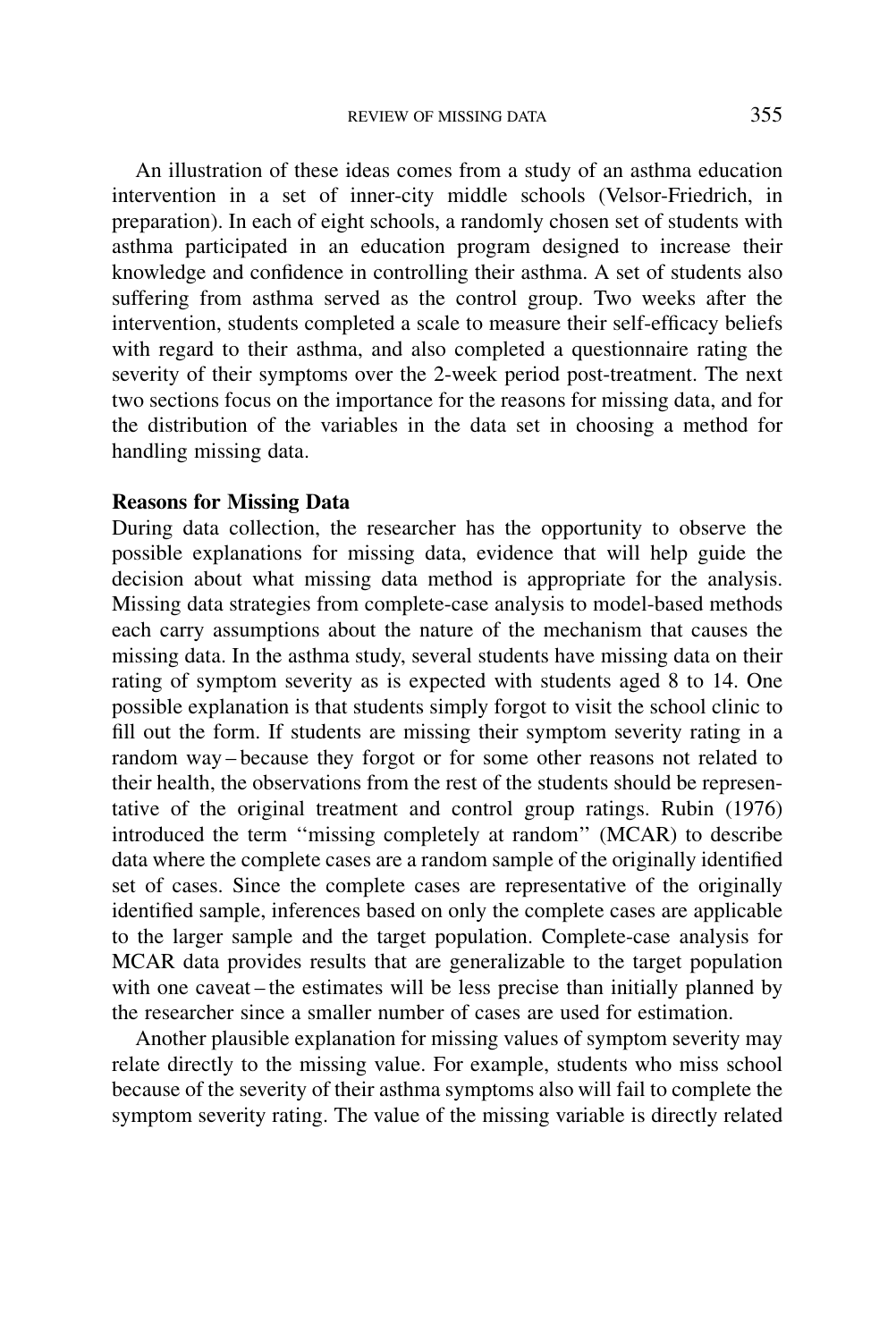An illustration of these ideas comes from a study of an asthma education intervention in a set of inner-city middle schools (Velsor-Friedrich, in preparation). In each of eight schools, a randomly chosen set of students with asthma participated in an education program designed to increase their knowledge and confidence in controlling their asthma. A set of students also suffering from asthma served as the control group. Two weeks after the intervention, students completed a scale to measure their self-efficacy beliefs with regard to their asthma, and also completed a questionnaire rating the severity of their symptoms over the 2-week period post-treatment. The next two sections focus on the importance for the reasons for missing data, and for the distribution of the variables in the data set in choosing a method for handling missing data.

**Reasons for Missing Data**

During data collection, the researcher has the opportunity to observe the possible explanations for missing data, evidence that will help guide the decision about what missing data method is appropriate for the analysis. Missing data strategies from complete-case analysis to model-based methods each carry assumptions about the nature of the mechanism that causes the missing data. In the asthma study, several students have missing data on their rating of symptom severity as is expected with students aged 8 to 14. One possible explanation is that students simply forgot to visit the school clinic to fill out the form. If students are missing their symptom severity rating in a random way – because they forgot or for some other reasons not related to their health, the observations from the rest of the students should be representative of the original treatment and control group ratings. Rubin (1976) introduced the term ''missing completely at random'' (MCAR) to describe data where the complete cases are a random sample of the originally identified set of cases. Since the complete cases are representative of the originally identified sample, inferences based on only the complete cases are applicable to the larger sample and the target population. Complete-case analysis for MCAR data provides results that are generalizable to the target population with one caveat – the estimates will be less precise than initially planned by the researcher since a smaller number of cases are used for estimation.

Another plausible explanation for missing values of symptom severity may relate directly to the missing value. For example, students who miss school because of the severity of their asthma symptoms also will fail to complete the symptom severity rating. The value of the missing variable is directly related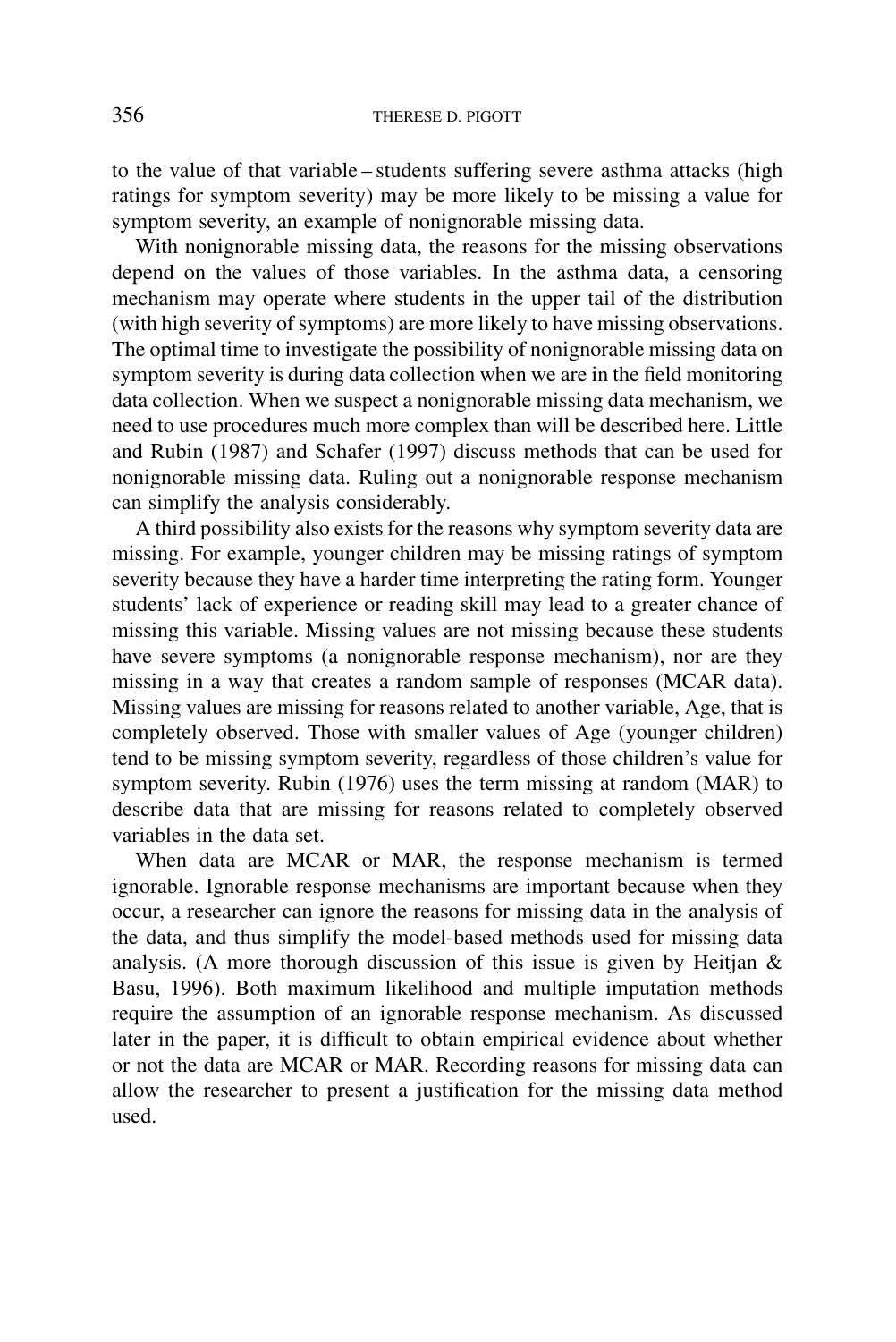to the value of that variable – students suffering severe asthma attacks (high ratings for symptom severity) may be more likely to be missing a value for symptom severity, an example of nonignorable missing data.

With nonignorable missing data, the reasons for the missing observations depend on the values of those variables. In the asthma data, a censoring mechanism may operate where students in the upper tail of the distribution (with high severity of symptoms) are more likely to have missing observations. The optimal time to investigate the possibility of nonignorable missing data on symptom severity is during data collection when we are in the field monitoring data collection. When we suspect a nonignorable missing data mechanism, we need to use procedures much more complex than will be described here. Little and Rubin (1987) and Schafer (1997) discuss methods that can be used for nonignorable missing data. Ruling out a nonignorable response mechanism can simplify the analysis considerably.

A third possibility also exists for the reasons why symptom severity data are missing. For example, younger children may be missing ratings of symptom severity because they have a harder time interpreting the rating form. Younger students' lack of experience or reading skill may lead to a greater chance of missing this variable. Missing values are not missing because these students have severe symptoms (a nonignorable response mechanism), nor are they missing in a way that creates a random sample of responses (MCAR data). Missing values are missing for reasons related to another variable, Age, that is completely observed. Those with smaller values of Age (younger children) tend to be missing symptom severity, regardless of those children's value for symptom severity. Rubin (1976) uses the term missing at random (MAR) to describe data that are missing for reasons related to completely observed variables in the data set.

When data are MCAR or MAR, the response mechanism is termed ignorable. Ignorable response mechanisms are important because when they occur, a researcher can ignore the reasons for missing data in the analysis of the data, and thus simplify the model-based methods used for missing data analysis. (A more thorough discussion of this issue is given by Heitjan & Basu, 1996). Both maximum likelihood and multiple imputation methods require the assumption of an ignorable response mechanism. As discussed later in the paper, it is difficult to obtain empirical evidence about whether or not the data are MCAR or MAR. Recording reasons for missing data can allow the researcher to present a justification for the missing data method used.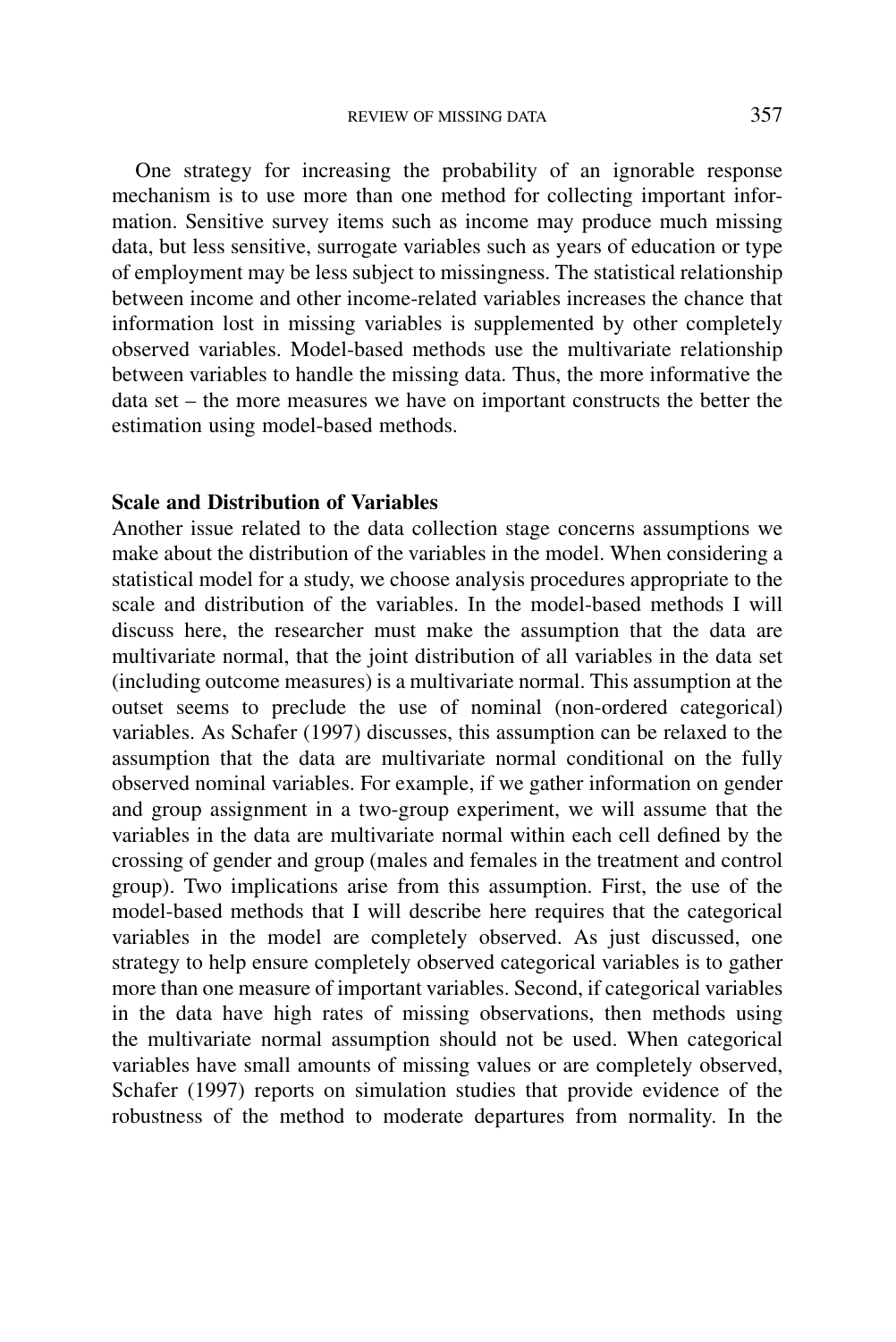One strategy for increasing the probability of an ignorable response mechanism is to use more than one method for collecting important information. Sensitive survey items such as income may produce much missing data, but less sensitive, surrogate variables such as years of education or type of employment may be less subject to missingness. The statistical relationship between income and other income-related variables increases the chance that information lost in missing variables is supplemented by other completely observed variables. Model-based methods use the multivariate relationship between variables to handle the missing data. Thus, the more informative the data set – the more measures we have on important constructs the better the estimation using model-based methods.

### Scale and Distribution of Variables

Another issue related to the data collection stage concerns assumptions we make about the distribution of the variables in the model. When considering a statistical model for a study, we choose analysis procedures appropriate to the scale and distribution of the variables. In the model-based methods I will discuss here, the researcher must make the assumption that the data are multivariate normal, that the joint distribution of all variables in the data set (including outcome measures) is a multivariate normal. This assumption at the outset seems to preclude the use of nominal (non-ordered categorical) variables. As Schafer (1997) discusses, this assumption can be relaxed to the assumption that the data are multivariate normal conditional on the fully observed nominal variables. For example, if we gather information on gender and group assignment in a two-group experiment, we will assume that the variables in the data are multivariate normal within each cell defined by the crossing of gender and group (males and females in the treatment and control group). Two implications arise from this assumption. First, the use of the model-based methods that I will describe here requires that the categorical variables in the model are completely observed. As just discussed, one strategy to help ensure completely observed categorical variables is to gather more than one measure of important variables. Second, if categorical variables in the data have high rates of missing observations, then methods using the multivariate normal assumption should not be used. When categorical variables have small amounts of missing values or are completely observed, Schafer (1997) reports on simulation studies that provide evidence of the robustness of the method to moderate departures from normality. In the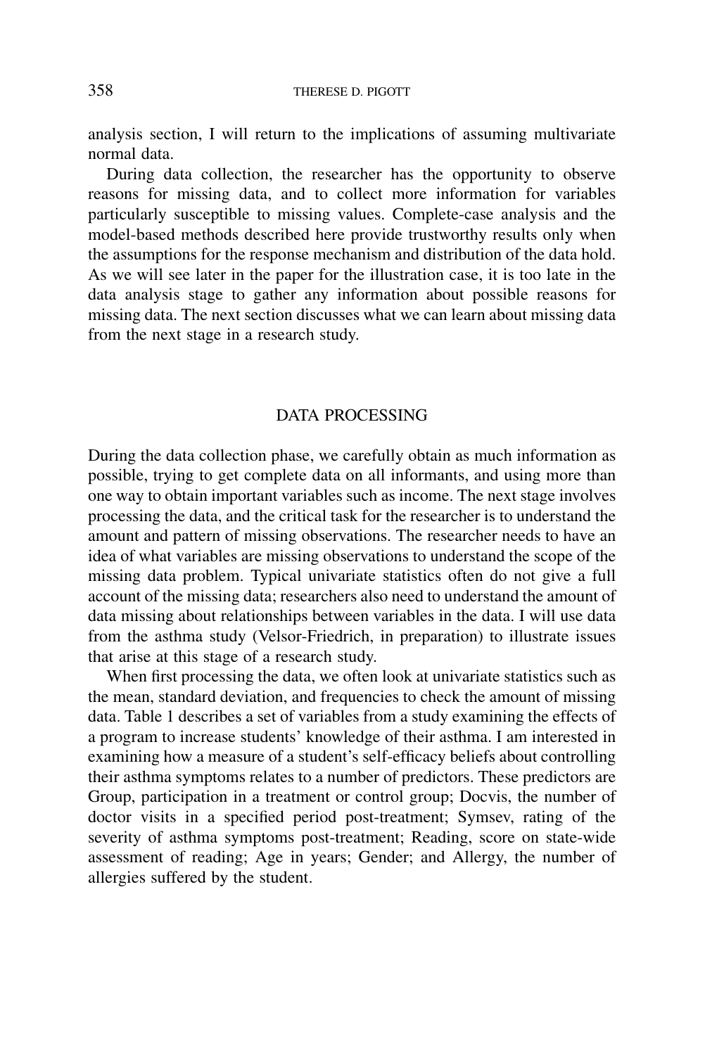analysis section, I will return to the implications of assuming multivariate normal data.

During data collection, the researcher has the opportunity to observe reasons for missing data, and to collect more information for variables particularly susceptible to missing values. Complete-case analysis and the model-based methods described here provide trustworthy results only when the assumptions for the response mechanism and distribution of the data hold. As we will see later in the paper for the illustration case, it is too late in the data analysis stage to gather any information about possible reasons for missing data. The next section discusses what we can learn about missing data from the next stage in a research study.

## DATA PROCESSING

During the data collection phase, we carefully obtain as much information as possible, trying to get complete data on all informants, and using more than one way to obtain important variables such as income. The next stage involves processing the data, and the critical task for the researcher is to understand the amount and pattern of missing observations. The researcher needs to have an idea of what variables are missing observations to understand the scope of the missing data problem. Typical univariate statistics often do not give a full account of the missing data; researchers also need to understand the amount of data missing about relationships between variables in the data. I will use data from the asthma study (Velsor-Friedrich, in preparation) to illustrate issues that arise at this stage of a research study.

When first processing the data, we often look at univariate statistics such as the mean, standard deviation, and frequencies to check the amount of missing data. Table 1 describes a set of variables from a study examining the effects of a program to increase students' knowledge of their asthma. I am interested in examining how a measure of a student's self-efficacy beliefs about controlling their asthma symptoms relates to a number of predictors. These predictors are Group, participation in a treatment or control group; Docvis, the number of doctor visits in a specified period post-treatment; Symsev, rating of the severity of asthma symptoms post-treatment; Reading, score on state-wide assessment of reading; Age in years; Gender; and Allergy, the number of allergies suffered by the student.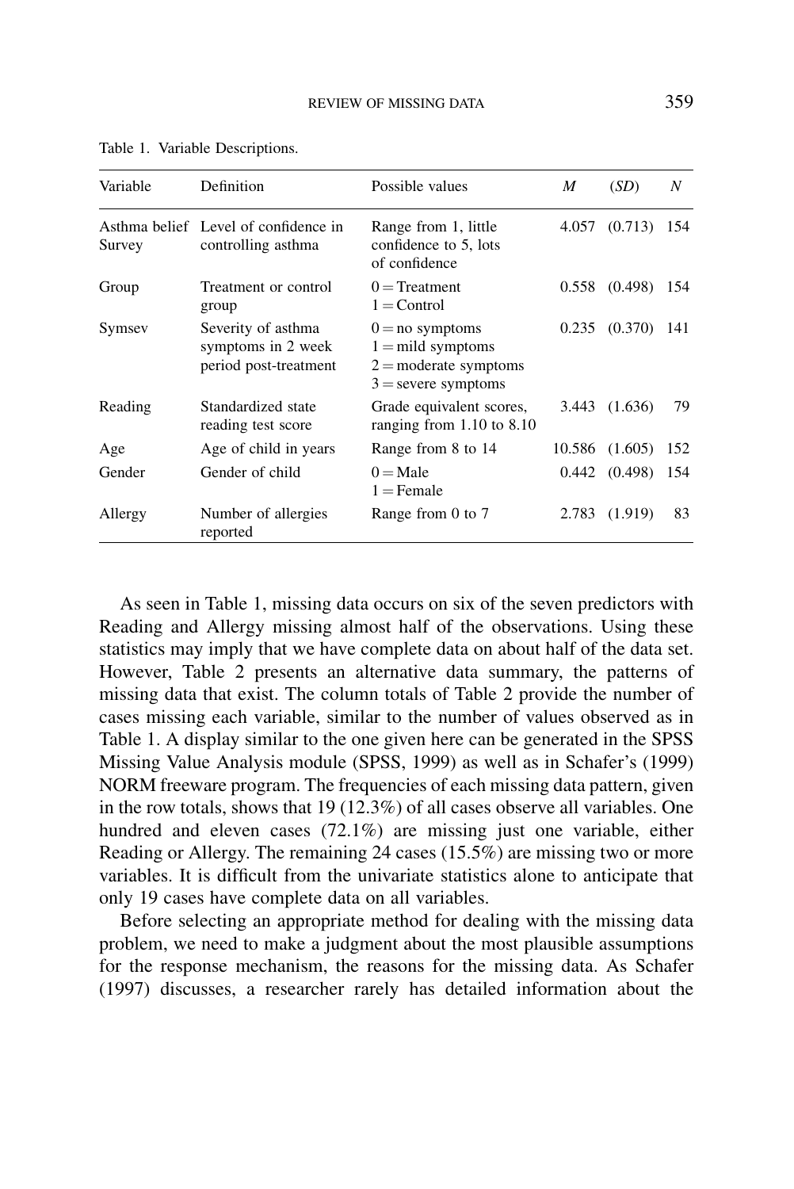Table 1. Variable Descriptions.

| Variable | Definition | Possible values | *M* | (*SD*) | *N* |
|---|---|---|---|---|---|
| Asthma belief Survey | Level of confidence in controlling asthma | Range from 1, little confidence to 5, lots of confidence | 4.057 | (0.713) | 154 |
| Group | Treatment or control group | 0 = Treatment<br>1 = Control | 0.558 | (0.498) | 154 |
| Symsev | Severity of asthma symptoms in 2 week period post-treatment | 0 = no symptoms<br>1 = mild symptoms<br>2 = moderate symptoms<br>3 = severe symptoms | 0.235 | (0.370) | 141 |
| Reading | Standardized state reading test score | Grade equivalent scores, ranging from 1.10 to 8.10 | 3.443 | (1.636) | 79 |
| Age | Age of child in years | Range from 8 to 14 | 10.586 | (1.605) | 152 |
| Gender | Gender of child | 0 = Male<br>1 = Female | 0.442 | (0.498) | 154 |
| Allergy | Number of allergies reported | Range from 0 to 7 | 2.783 | (1.919) | 83 |

As seen in Table 1, missing data occurs on six of the seven predictors with Reading and Allergy missing almost half of the observations. Using these statistics may imply that we have complete data on about half of the data set. However, Table 2 presents an alternative data summary, the patterns of missing data that exist. The column totals of Table 2 provide the number of cases missing each variable, similar to the number of values observed as in Table 1. A display similar to the one given here can be generated in the SPSS Missing Value Analysis module (SPSS, 1999) as well as in Schafer's (1999) NORM freeware program. The frequencies of each missing data pattern, given in the row totals, shows that 19 (12.3%) of all cases observe all variables. One hundred and eleven cases (72.1%) are missing just one variable, either Reading or Allergy. The remaining 24 cases (15.5%) are missing two or more variables. It is difficult from the univariate statistics alone to anticipate that only 19 cases have complete data on all variables.

Before selecting an appropriate method for dealing with the missing data problem, we need to make a judgment about the most plausible assumptions for the response mechanism, the reasons for the missing data. As Schafer (1997) discusses, a researcher rarely has detailed information about the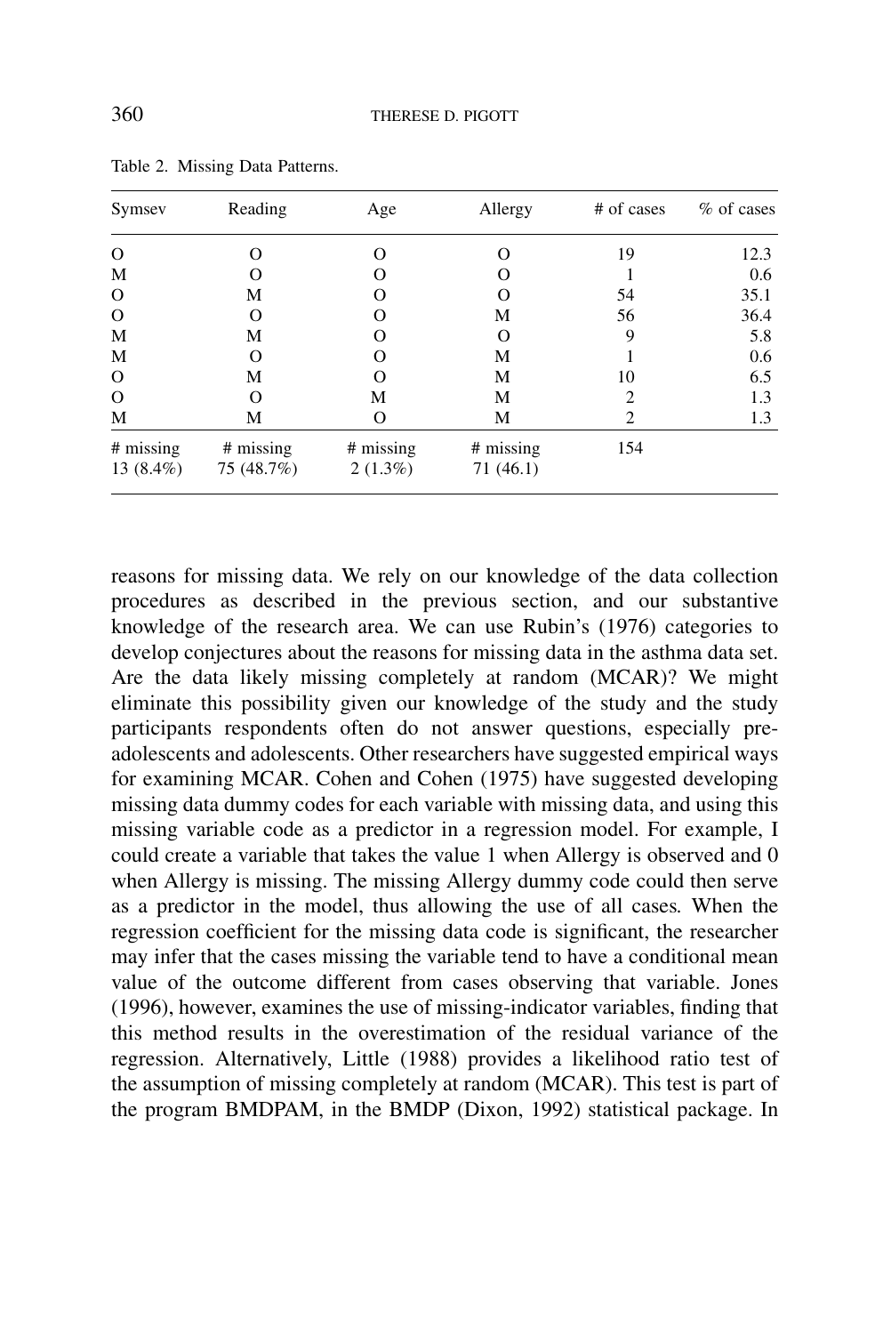Table 2. Missing Data Patterns.

| Symsev | Reading | Age | Allergy | # of cases | % of cases |
|---|---|---|---|---|---|
| O | O | O | O | 19 | 12.3 |
| M | O | O | O | 1 | 0.6 |
| O | M | O | O | 54 | 35.1 |
| O | O | O | M | 56 | 36.4 |
| M | M | O | O | 9 | 5.8 |
| M | O | O | M | 1 | 0.6 |
| O | M | O | M | 10 | 6.5 |
| O | O | M | M | 2 | 1.3 |
| M | M | O | M | 2 | 1.3 |
| # missing 13 (8.4%) | # missing 75 (48.7%) | # missing 2 (1.3%) | # missing 71 (46.1) | 154 | |

reasons for missing data. We rely on our knowledge of the data collection procedures as described in the previous section, and our substantive knowledge of the research area. We can use Rubin's (1976) categories to develop conjectures about the reasons for missing data in the asthma data set. Are the data likely missing completely at random (MCAR)? We might eliminate this possibility given our knowledge of the study and the study participants respondents often do not answer questions, especially pre-adolescents and adolescents. Other researchers have suggested empirical ways for examining MCAR. Cohen and Cohen (1975) have suggested developing missing data dummy codes for each variable with missing data, and using this missing variable code as a predictor in a regression model. For example, I could create a variable that takes the value 1 when Allergy is observed and 0 when Allergy is missing. The missing Allergy dummy code could then serve as a predictor in the model, thus allowing the use of all cases. When the regression coefficient for the missing data code is significant, the researcher may infer that the cases missing the variable tend to have a conditional mean value of the outcome different from cases observing that variable. Jones (1996), however, examines the use of missing-indicator variables, finding that this method results in the overestimation of the residual variance of the regression. Alternatively, Little (1988) provides a likelihood ratio test of the assumption of missing completely at random (MCAR). This test is part of the program BMDPAM, in the BMDP (Dixon, 1992) statistical package. In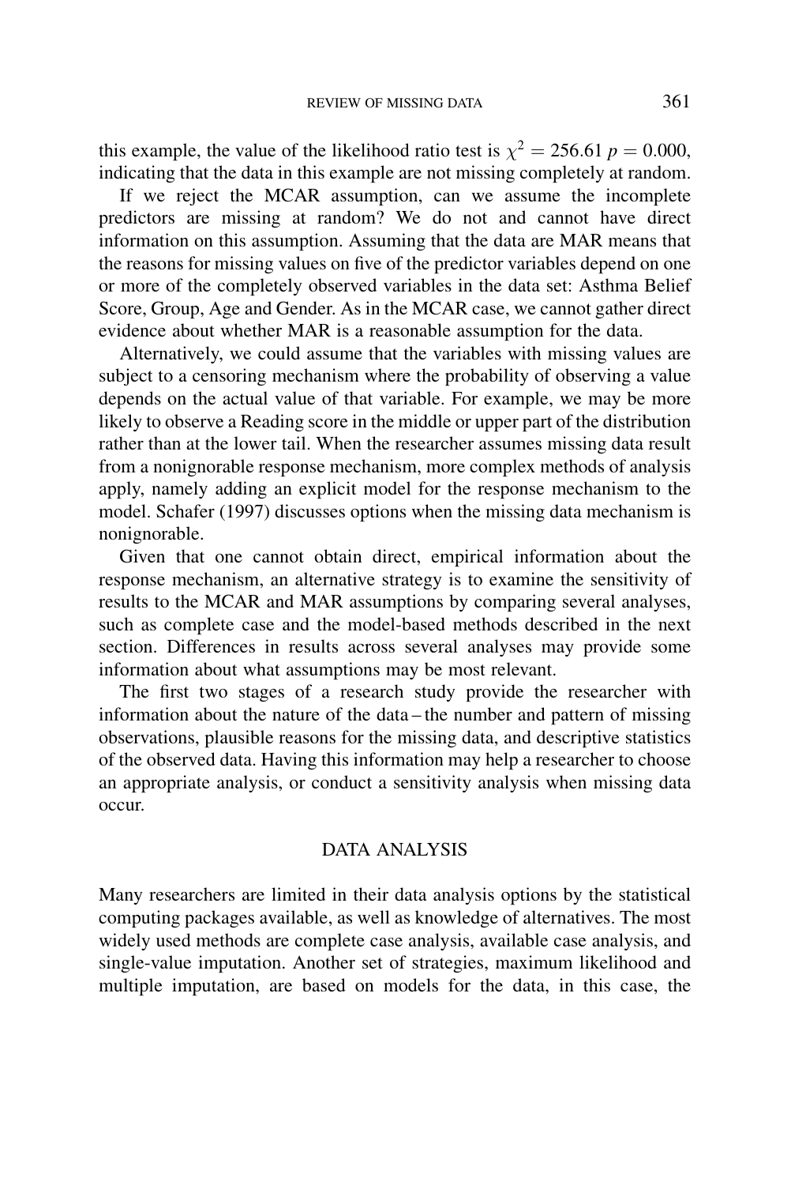this example, the value of the likelihood ratio test is $\chi^2 = 256.61$ $p = 0.000$, indicating that the data in this example are not missing completely at random.

If we reject the MCAR assumption, can we assume the incomplete predictors are missing at random? We do not and cannot have direct information on this assumption. Assuming that the data are MAR means that the reasons for missing values on five of the predictor variables depend on one or more of the completely observed variables in the data set: Asthma Belief Score, Group, Age and Gender. As in the MCAR case, we cannot gather direct evidence about whether MAR is a reasonable assumption for the data.

Alternatively, we could assume that the variables with missing values are subject to a censoring mechanism where the probability of observing a value depends on the actual value of that variable. For example, we may be more likely to observe a Reading score in the middle or upper part of the distribution rather than at the lower tail. When the researcher assumes missing data result from a nonignorable response mechanism, more complex methods of analysis apply, namely adding an explicit model for the response mechanism to the model. Schafer (1997) discusses options when the missing data mechanism is nonignorable.

Given that one cannot obtain direct, empirical information about the response mechanism, an alternative strategy is to examine the sensitivity of results to the MCAR and MAR assumptions by comparing several analyses, such as complete case and the model-based methods described in the next section. Differences in results across several analyses may provide some information about what assumptions may be most relevant.

The first two stages of a research study provide the researcher with information about the nature of the data – the number and pattern of missing observations, plausible reasons for the missing data, and descriptive statistics of the observed data. Having this information may help a researcher to choose an appropriate analysis, or conduct a sensitivity analysis when missing data occur.

## DATA ANALYSIS

Many researchers are limited in their data analysis options by the statistical computing packages available, as well as knowledge of alternatives. The most widely used methods are complete case analysis, available case analysis, and single-value imputation. Another set of strategies, maximum likelihood and multiple imputation, are based on models for the data, in this case, the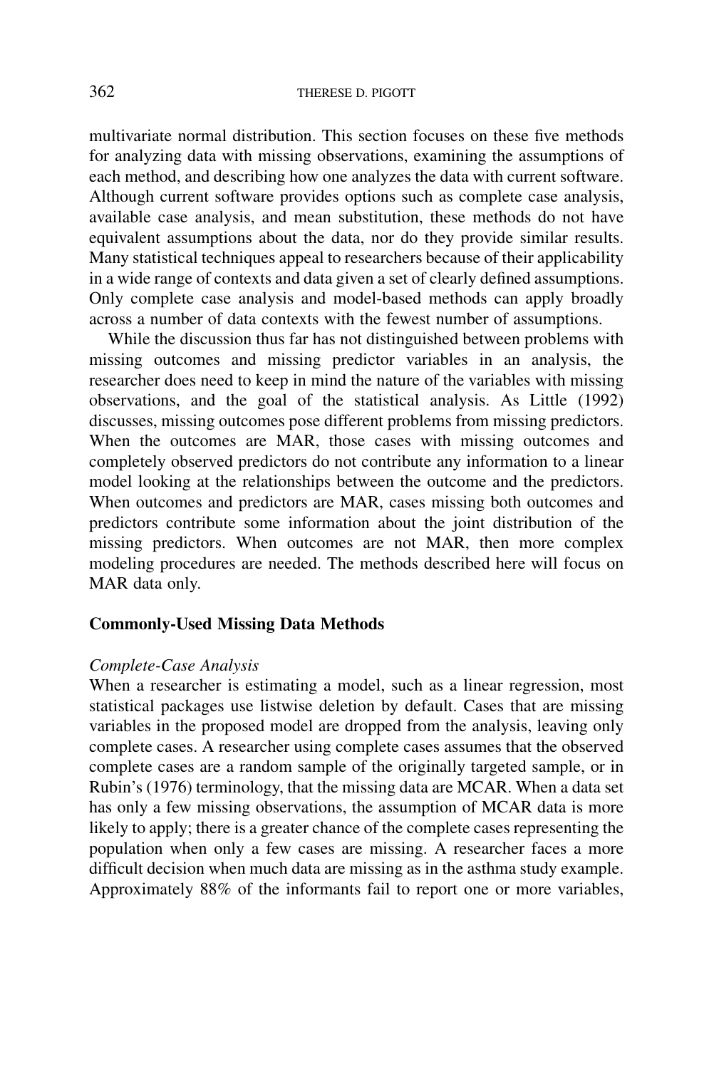multivariate normal distribution. This section focuses on these five methods for analyzing data with missing observations, examining the assumptions of each method, and describing how one analyzes the data with current software. Although current software provides options such as complete case analysis, available case analysis, and mean substitution, these methods do not have equivalent assumptions about the data, nor do they provide similar results. Many statistical techniques appeal to researchers because of their applicability in a wide range of contexts and data given a set of clearly defined assumptions. Only complete case analysis and model-based methods can apply broadly across a number of data contexts with the fewest number of assumptions.

While the discussion thus far has not distinguished between problems with missing outcomes and missing predictor variables in an analysis, the researcher does need to keep in mind the nature of the variables with missing observations, and the goal of the statistical analysis. As Little (1992) discusses, missing outcomes pose different problems from missing predictors. When the outcomes are MAR, those cases with missing outcomes and completely observed predictors do not contribute any information to a linear model looking at the relationships between the outcome and the predictors. When outcomes and predictors are MAR, cases missing both outcomes and predictors contribute some information about the joint distribution of the missing predictors. When outcomes are not MAR, then more complex modeling procedures are needed. The methods described here will focus on MAR data only.

## Commonly-Used Missing Data Methods

### *Complete-Case Analysis*

When a researcher is estimating a model, such as a linear regression, most statistical packages use listwise deletion by default. Cases that are missing variables in the proposed model are dropped from the analysis, leaving only complete cases. A researcher using complete cases assumes that the observed complete cases are a random sample of the originally targeted sample, or in Rubin's (1976) terminology, that the missing data are MCAR. When a data set has only a few missing observations, the assumption of MCAR data is more likely to apply; there is a greater chance of the complete cases representing the population when only a few cases are missing. A researcher faces a more difficult decision when much data are missing as in the asthma study example. Approximately 88% of the informants fail to report one or more variables,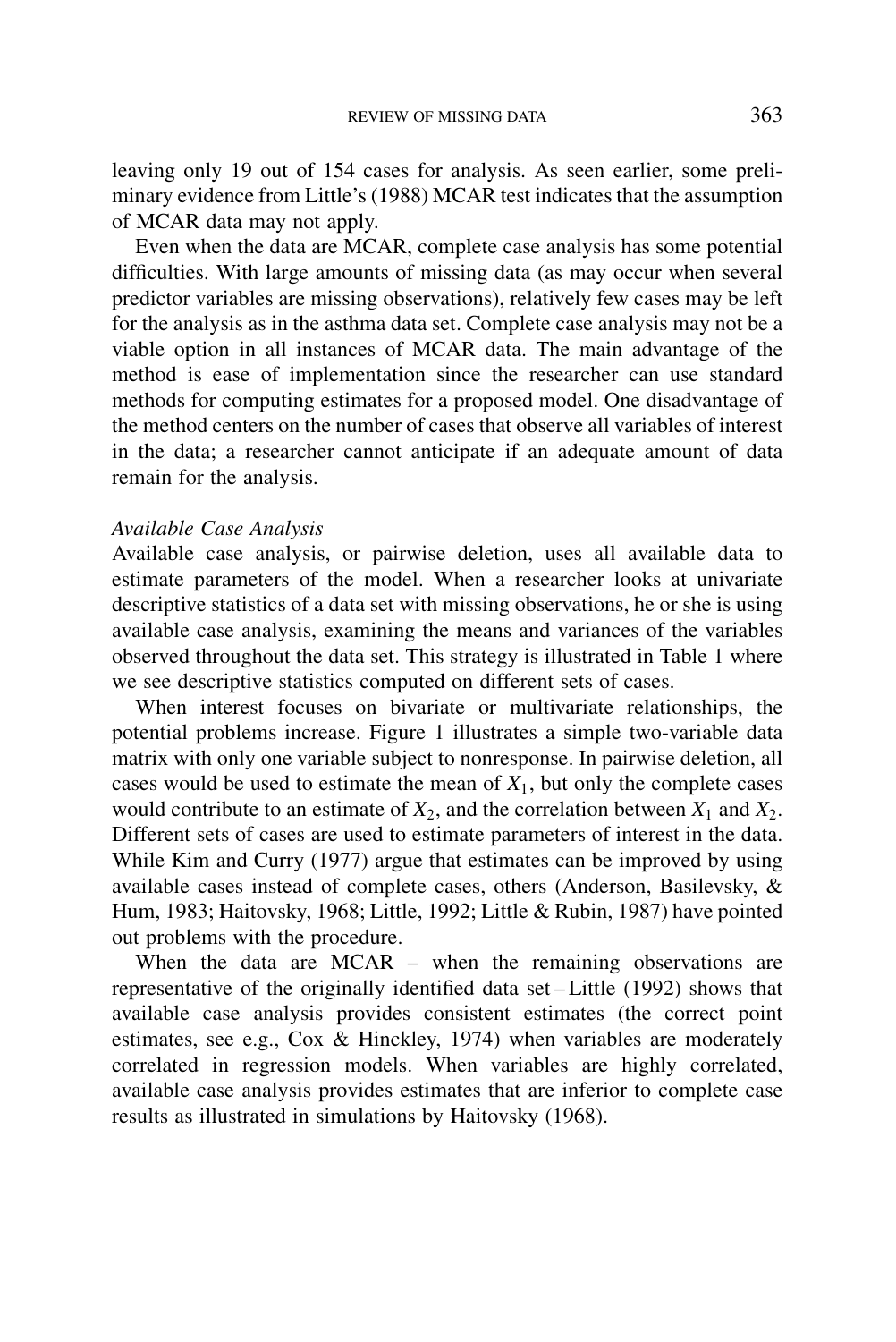leaving only 19 out of 154 cases for analysis. As seen earlier, some preliminary evidence from Little's (1988) MCAR test indicates that the assumption of MCAR data may not apply.

Even when the data are MCAR, complete case analysis has some potential difficulties. With large amounts of missing data (as may occur when several predictor variables are missing observations), relatively few cases may be left for the analysis as in the asthma data set. Complete case analysis may not be a viable option in all instances of MCAR data. The main advantage of the method is ease of implementation since the researcher can use standard methods for computing estimates for a proposed model. One disadvantage of the method centers on the number of cases that observe all variables of interest in the data; a researcher cannot anticipate if an adequate amount of data remain for the analysis.

*Available Case Analysis*

Available case analysis, or pairwise deletion, uses all available data to estimate parameters of the model. When a researcher looks at univariate descriptive statistics of a data set with missing observations, he or she is using available case analysis, examining the means and variances of the variables observed throughout the data set. This strategy is illustrated in Table 1 where we see descriptive statistics computed on different sets of cases.

When interest focuses on bivariate or multivariate relationships, the potential problems increase. Figure 1 illustrates a simple two-variable data matrix with only one variable subject to nonresponse. In pairwise deletion, all cases would be used to estimate the mean of $X_1$, but only the complete cases would contribute to an estimate of $X_2$, and the correlation between $X_1$ and $X_2$. Different sets of cases are used to estimate parameters of interest in the data. While Kim and Curry (1977) argue that estimates can be improved by using available cases instead of complete cases, others (Anderson, Basilevsky, & Hum, 1983; Haitovsky, 1968; Little, 1992; Little & Rubin, 1987) have pointed out problems with the procedure.

When the data are MCAR – when the remaining observations are representative of the originally identified data set – Little (1992) shows that available case analysis provides consistent estimates (the correct point estimates, see e.g., Cox & Hinckley, 1974) when variables are moderately correlated in regression models. When variables are highly correlated, available case analysis provides estimates that are inferior to complete case results as illustrated in simulations by Haitovsky (1968).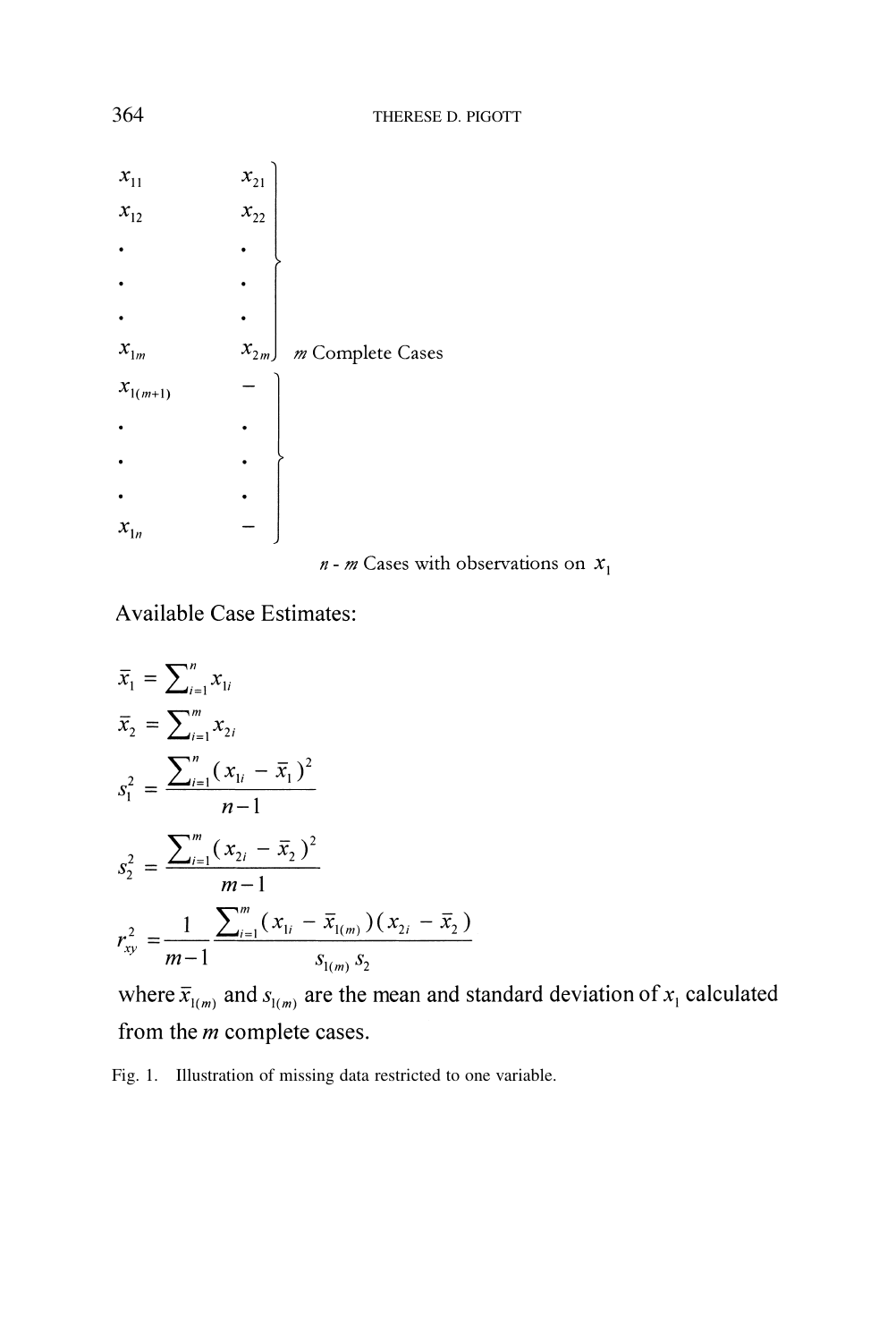$$
\left.\begin{array}{ll}
x_{11} & x_{21} \\
x_{12} & x_{22} \\
\cdot & \cdot \\
\cdot & \cdot \\
\cdot & \cdot \\
x_{1m} & x_{2m}
\end{array}\right\} \text{ } m \text{ Complete Cases}
$$

$$
\left.\begin{array}{ll}
x_{1(m+1)} & - \\
\cdot & \cdot \\
\cdot & \cdot \\
\cdot & \cdot \\
x_{1n} & -
\end{array}\right\}
$$

$n$ - $m$ Cases with observations on $x_1$

Available Case Estimates:

$$\bar{x}_1 = \sum_{i=1}^{n} x_{1i}$$

$$\bar{x}_2 = \sum_{i=1}^{m} x_{2i}$$

$$s_1^2 = \frac{\sum_{i=1}^{n} (x_{1i} - \bar{x}_1)^2}{n-1}$$

$$s_2^2 = \frac{\sum_{i=1}^{m} (x_{2i} - \bar{x}_2)^2}{m-1}$$

$$r_{xy}^2 = \frac{1}{m-1} \frac{\sum_{i=1}^{m} (x_{1i} - \bar{x}_{1(m)})(x_{2i} - \bar{x}_2)}{s_{1(m)}\, s_2}$$

where $\bar{x}_{1(m)}$ and $s_{1(m)}$ are the mean and standard deviation of $x_1$ calculated from the $m$ complete cases.

Fig. 1. Illustration of missing data restricted to one variable.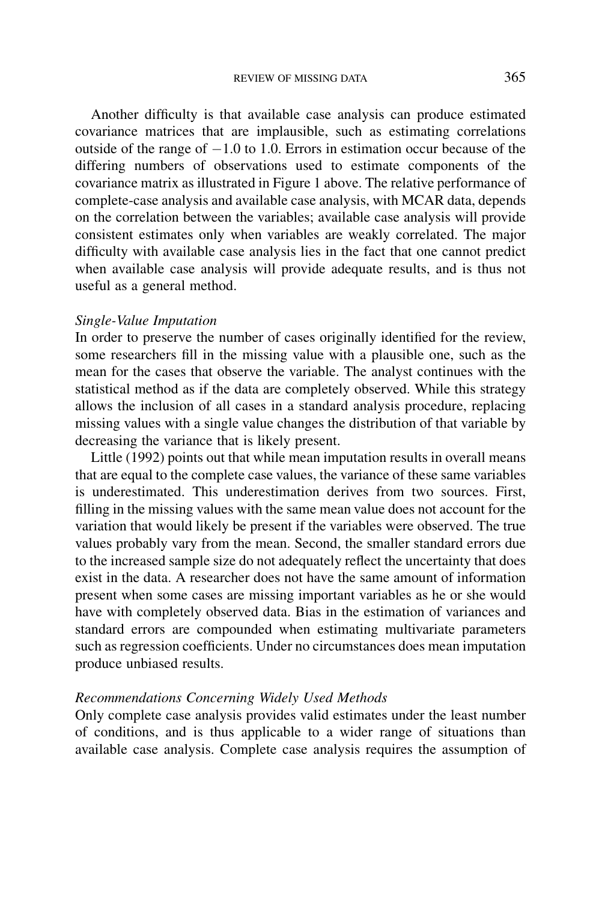Another difficulty is that available case analysis can produce estimated covariance matrices that are implausible, such as estimating correlations outside of the range of $-1.0$ to 1.0. Errors in estimation occur because of the differing numbers of observations used to estimate components of the covariance matrix as illustrated in Figure 1 above. The relative performance of complete-case analysis and available case analysis, with MCAR data, depends on the correlation between the variables; available case analysis will provide consistent estimates only when variables are weakly correlated. The major difficulty with available case analysis lies in the fact that one cannot predict when available case analysis will provide adequate results, and is thus not useful as a general method.

*Single-Value Imputation*

In order to preserve the number of cases originally identified for the review, some researchers fill in the missing value with a plausible one, such as the mean for the cases that observe the variable. The analyst continues with the statistical method as if the data are completely observed. While this strategy allows the inclusion of all cases in a standard analysis procedure, replacing missing values with a single value changes the distribution of that variable by decreasing the variance that is likely present.

Little (1992) points out that while mean imputation results in overall means that are equal to the complete case values, the variance of these same variables is underestimated. This underestimation derives from two sources. First, filling in the missing values with the same mean value does not account for the variation that would likely be present if the variables were observed. The true values probably vary from the mean. Second, the smaller standard errors due to the increased sample size do not adequately reflect the uncertainty that does exist in the data. A researcher does not have the same amount of information present when some cases are missing important variables as he or she would have with completely observed data. Bias in the estimation of variances and standard errors are compounded when estimating multivariate parameters such as regression coefficients. Under no circumstances does mean imputation produce unbiased results.

*Recommendations Concerning Widely Used Methods*

Only complete case analysis provides valid estimates under the least number of conditions, and is thus applicable to a wider range of situations than available case analysis. Complete case analysis requires the assumption of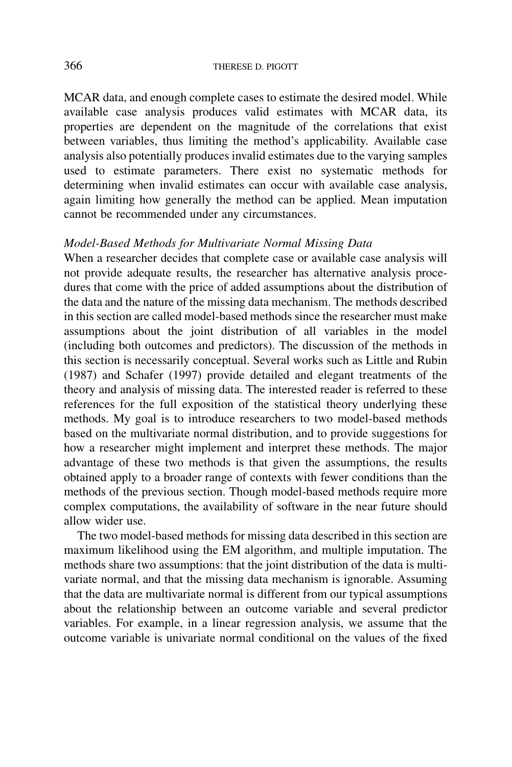MCAR data, and enough complete cases to estimate the desired model. While available case analysis produces valid estimates with MCAR data, its properties are dependent on the magnitude of the correlations that exist between variables, thus limiting the method's applicability. Available case analysis also potentially produces invalid estimates due to the varying samples used to estimate parameters. There exist no systematic methods for determining when invalid estimates can occur with available case analysis, again limiting how generally the method can be applied. Mean imputation cannot be recommended under any circumstances.

### *Model-Based Methods for Multivariate Normal Missing Data*

When a researcher decides that complete case or available case analysis will not provide adequate results, the researcher has alternative analysis procedures that come with the price of added assumptions about the distribution of the data and the nature of the missing data mechanism. The methods described in this section are called model-based methods since the researcher must make assumptions about the joint distribution of all variables in the model (including both outcomes and predictors). The discussion of the methods in this section is necessarily conceptual. Several works such as Little and Rubin (1987) and Schafer (1997) provide detailed and elegant treatments of the theory and analysis of missing data. The interested reader is referred to these references for the full exposition of the statistical theory underlying these methods. My goal is to introduce researchers to two model-based methods based on the multivariate normal distribution, and to provide suggestions for how a researcher might implement and interpret these methods. The major advantage of these two methods is that given the assumptions, the results obtained apply to a broader range of contexts with fewer conditions than the methods of the previous section. Though model-based methods require more complex computations, the availability of software in the near future should allow wider use.

The two model-based methods for missing data described in this section are maximum likelihood using the EM algorithm, and multiple imputation. The methods share two assumptions: that the joint distribution of the data is multivariate normal, and that the missing data mechanism is ignorable. Assuming that the data are multivariate normal is different from our typical assumptions about the relationship between an outcome variable and several predictor variables. For example, in a linear regression analysis, we assume that the outcome variable is univariate normal conditional on the values of the fixed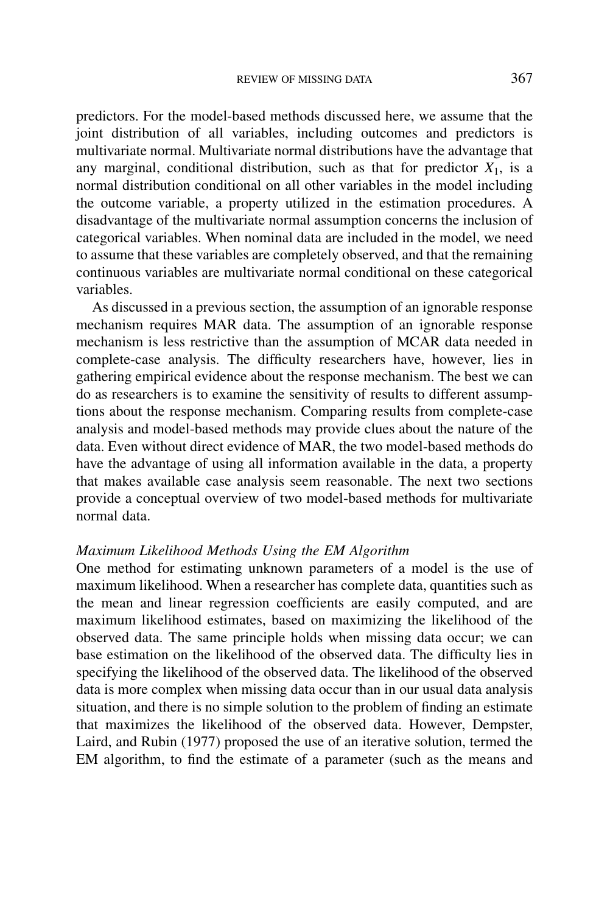predictors. For the model-based methods discussed here, we assume that the joint distribution of all variables, including outcomes and predictors is multivariate normal. Multivariate normal distributions have the advantage that any marginal, conditional distribution, such as that for predictor $X_1$, is a normal distribution conditional on all other variables in the model including the outcome variable, a property utilized in the estimation procedures. A disadvantage of the multivariate normal assumption concerns the inclusion of categorical variables. When nominal data are included in the model, we need to assume that these variables are completely observed, and that the remaining continuous variables are multivariate normal conditional on these categorical variables.

As discussed in a previous section, the assumption of an ignorable response mechanism requires MAR data. The assumption of an ignorable response mechanism is less restrictive than the assumption of MCAR data needed in complete-case analysis. The difficulty researchers have, however, lies in gathering empirical evidence about the response mechanism. The best we can do as researchers is to examine the sensitivity of results to different assumptions about the response mechanism. Comparing results from complete-case analysis and model-based methods may provide clues about the nature of the data. Even without direct evidence of MAR, the two model-based methods do have the advantage of using all information available in the data, a property that makes available case analysis seem reasonable. The next two sections provide a conceptual overview of two model-based methods for multivariate normal data.

### *Maximum Likelihood Methods Using the EM Algorithm*

One method for estimating unknown parameters of a model is the use of maximum likelihood. When a researcher has complete data, quantities such as the mean and linear regression coefficients are easily computed, and are maximum likelihood estimates, based on maximizing the likelihood of the observed data. The same principle holds when missing data occur; we can base estimation on the likelihood of the observed data. The difficulty lies in specifying the likelihood of the observed data. The likelihood of the observed data is more complex when missing data occur than in our usual data analysis situation, and there is no simple solution to the problem of finding an estimate that maximizes the likelihood of the observed data. However, Dempster, Laird, and Rubin (1977) proposed the use of an iterative solution, termed the EM algorithm, to find the estimate of a parameter (such as the means and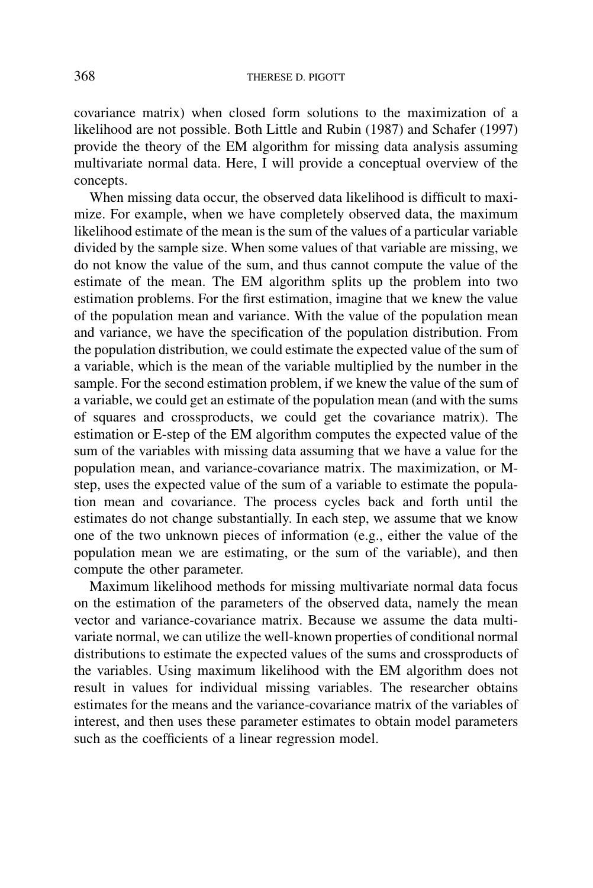covariance matrix) when closed form solutions to the maximization of a likelihood are not possible. Both Little and Rubin (1987) and Schafer (1997) provide the theory of the EM algorithm for missing data analysis assuming multivariate normal data. Here, I will provide a conceptual overview of the concepts.

When missing data occur, the observed data likelihood is difficult to maximize. For example, when we have completely observed data, the maximum likelihood estimate of the mean is the sum of the values of a particular variable divided by the sample size. When some values of that variable are missing, we do not know the value of the sum, and thus cannot compute the value of the estimate of the mean. The EM algorithm splits up the problem into two estimation problems. For the first estimation, imagine that we knew the value of the population mean and variance. With the value of the population mean and variance, we have the specification of the population distribution. From the population distribution, we could estimate the expected value of the sum of a variable, which is the mean of the variable multiplied by the number in the sample. For the second estimation problem, if we knew the value of the sum of a variable, we could get an estimate of the population mean (and with the sums of squares and crossproducts, we could get the covariance matrix). The estimation or E-step of the EM algorithm computes the expected value of the sum of the variables with missing data assuming that we have a value for the population mean, and variance-covariance matrix. The maximization, or M-step, uses the expected value of the sum of a variable to estimate the population mean and covariance. The process cycles back and forth until the estimates do not change substantially. In each step, we assume that we know one of the two unknown pieces of information (e.g., either the value of the population mean we are estimating, or the sum of the variable), and then compute the other parameter.

Maximum likelihood methods for missing multivariate normal data focus on the estimation of the parameters of the observed data, namely the mean vector and variance-covariance matrix. Because we assume the data multivariate normal, we can utilize the well-known properties of conditional normal distributions to estimate the expected values of the sums and crossproducts of the variables. Using maximum likelihood with the EM algorithm does not result in values for individual missing variables. The researcher obtains estimates for the means and the variance-covariance matrix of the variables of interest, and then uses these parameter estimates to obtain model parameters such as the coefficients of a linear regression model.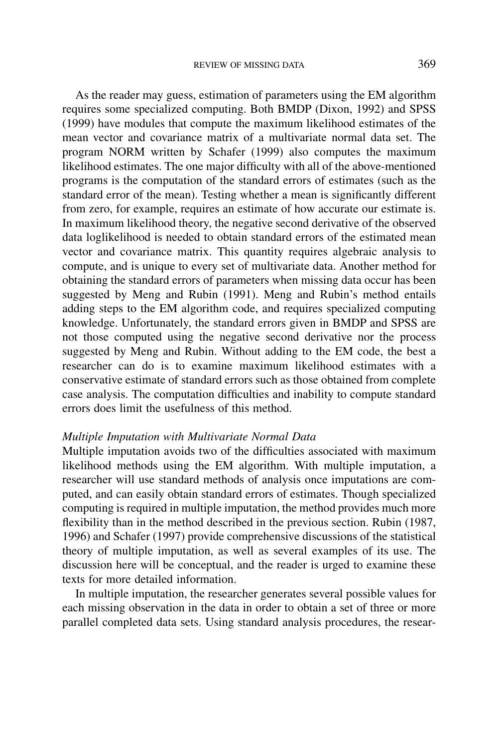As the reader may guess, estimation of parameters using the EM algorithm requires some specialized computing. Both BMDP (Dixon, 1992) and SPSS (1999) have modules that compute the maximum likelihood estimates of the mean vector and covariance matrix of a multivariate normal data set. The program NORM written by Schafer (1999) also computes the maximum likelihood estimates. The one major difficulty with all of the above-mentioned programs is the computation of the standard errors of estimates (such as the standard error of the mean). Testing whether a mean is significantly different from zero, for example, requires an estimate of how accurate our estimate is. In maximum likelihood theory, the negative second derivative of the observed data loglikelihood is needed to obtain standard errors of the estimated mean vector and covariance matrix. This quantity requires algebraic analysis to compute, and is unique to every set of multivariate data. Another method for obtaining the standard errors of parameters when missing data occur has been suggested by Meng and Rubin (1991). Meng and Rubin's method entails adding steps to the EM algorithm code, and requires specialized computing knowledge. Unfortunately, the standard errors given in BMDP and SPSS are not those computed using the negative second derivative nor the process suggested by Meng and Rubin. Without adding to the EM code, the best a researcher can do is to examine maximum likelihood estimates with a conservative estimate of standard errors such as those obtained from complete case analysis. The computation difficulties and inability to compute standard errors does limit the usefulness of this method.

*Multiple Imputation with Multivariate Normal Data*

Multiple imputation avoids two of the difficulties associated with maximum likelihood methods using the EM algorithm. With multiple imputation, a researcher will use standard methods of analysis once imputations are computed, and can easily obtain standard errors of estimates. Though specialized computing is required in multiple imputation, the method provides much more flexibility than in the method described in the previous section. Rubin (1987, 1996) and Schafer (1997) provide comprehensive discussions of the statistical theory of multiple imputation, as well as several examples of its use. The discussion here will be conceptual, and the reader is urged to examine these texts for more detailed information.

In multiple imputation, the researcher generates several possible values for each missing observation in the data in order to obtain a set of three or more parallel completed data sets. Using standard analysis procedures, the resear-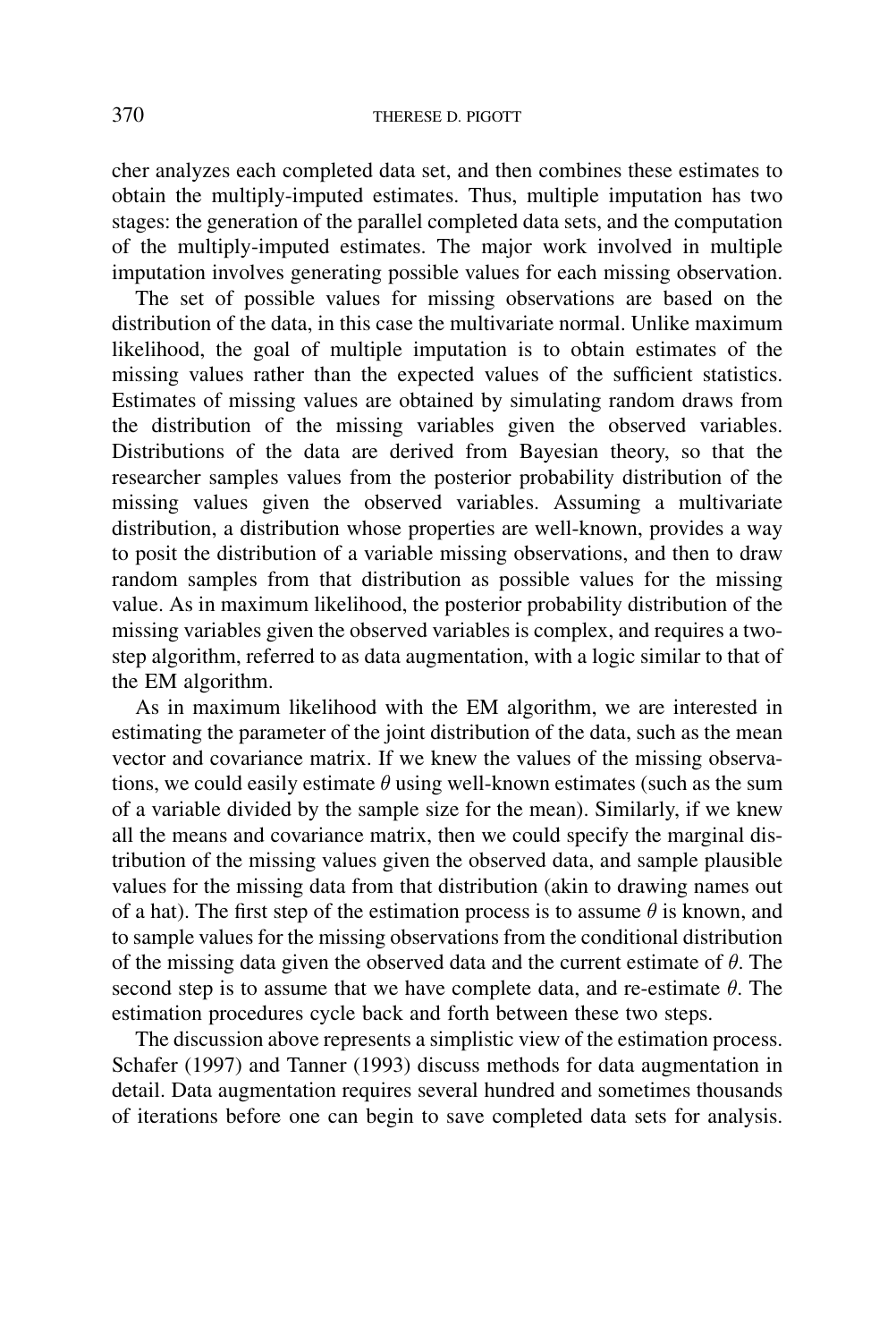cher analyzes each completed data set, and then combines these estimates to obtain the multiply-imputed estimates. Thus, multiple imputation has two stages: the generation of the parallel completed data sets, and the computation of the multiply-imputed estimates. The major work involved in multiple imputation involves generating possible values for each missing observation.

The set of possible values for missing observations are based on the distribution of the data, in this case the multivariate normal. Unlike maximum likelihood, the goal of multiple imputation is to obtain estimates of the missing values rather than the expected values of the sufficient statistics. Estimates of missing values are obtained by simulating random draws from the distribution of the missing variables given the observed variables. Distributions of the data are derived from Bayesian theory, so that the researcher samples values from the posterior probability distribution of the missing values given the observed variables. Assuming a multivariate distribution, a distribution whose properties are well-known, provides a way to posit the distribution of a variable missing observations, and then to draw random samples from that distribution as possible values for the missing value. As in maximum likelihood, the posterior probability distribution of the missing variables given the observed variables is complex, and requires a two-step algorithm, referred to as data augmentation, with a logic similar to that of the EM algorithm.

As in maximum likelihood with the EM algorithm, we are interested in estimating the parameter of the joint distribution of the data, such as the mean vector and covariance matrix. If we knew the values of the missing observations, we could easily estimate $\theta$ using well-known estimates (such as the sum of a variable divided by the sample size for the mean). Similarly, if we knew all the means and covariance matrix, then we could specify the marginal distribution of the missing values given the observed data, and sample plausible values for the missing data from that distribution (akin to drawing names out of a hat). The first step of the estimation process is to assume $\theta$ is known, and to sample values for the missing observations from the conditional distribution of the missing data given the observed data and the current estimate of $\theta$. The second step is to assume that we have complete data, and re-estimate $\theta$. The estimation procedures cycle back and forth between these two steps.

The discussion above represents a simplistic view of the estimation process. Schafer (1997) and Tanner (1993) discuss methods for data augmentation in detail. Data augmentation requires several hundred and sometimes thousands of iterations before one can begin to save completed data sets for analysis.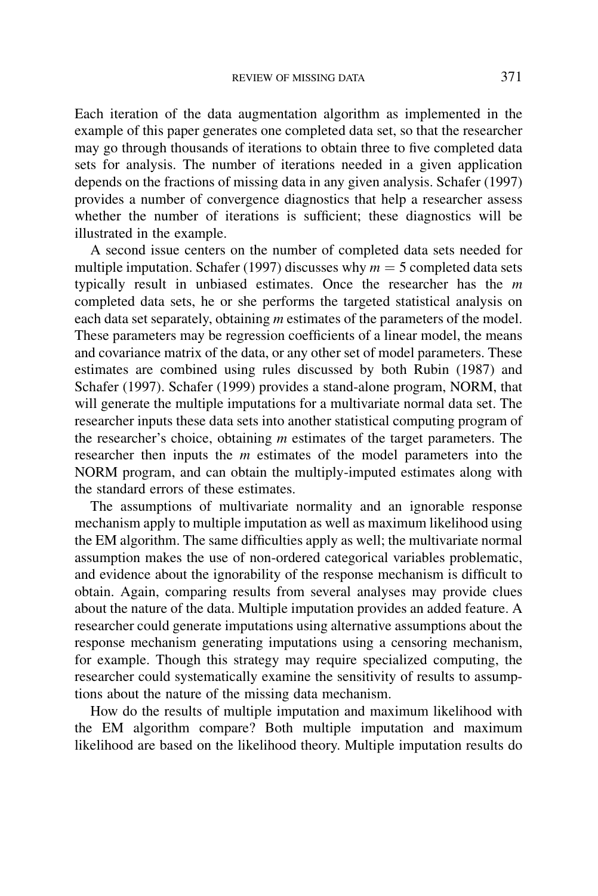Each iteration of the data augmentation algorithm as implemented in the example of this paper generates one completed data set, so that the researcher may go through thousands of iterations to obtain three to five completed data sets for analysis. The number of iterations needed in a given application depends on the fractions of missing data in any given analysis. Schafer (1997) provides a number of convergence diagnostics that help a researcher assess whether the number of iterations is sufficient; these diagnostics will be illustrated in the example.

A second issue centers on the number of completed data sets needed for multiple imputation. Schafer (1997) discusses why $m = 5$ completed data sets typically result in unbiased estimates. Once the researcher has the $m$ completed data sets, he or she performs the targeted statistical analysis on each data set separately, obtaining $m$ estimates of the parameters of the model. These parameters may be regression coefficients of a linear model, the means and covariance matrix of the data, or any other set of model parameters. These estimates are combined using rules discussed by both Rubin (1987) and Schafer (1997). Schafer (1999) provides a stand-alone program, NORM, that will generate the multiple imputations for a multivariate normal data set. The researcher inputs these data sets into another statistical computing program of the researcher's choice, obtaining $m$ estimates of the target parameters. The researcher then inputs the $m$ estimates of the model parameters into the NORM program, and can obtain the multiply-imputed estimates along with the standard errors of these estimates.

The assumptions of multivariate normality and an ignorable response mechanism apply to multiple imputation as well as maximum likelihood using the EM algorithm. The same difficulties apply as well; the multivariate normal assumption makes the use of non-ordered categorical variables problematic, and evidence about the ignorability of the response mechanism is difficult to obtain. Again, comparing results from several analyses may provide clues about the nature of the data. Multiple imputation provides an added feature. A researcher could generate imputations using alternative assumptions about the response mechanism generating imputations using a censoring mechanism, for example. Though this strategy may require specialized computing, the researcher could systematically examine the sensitivity of results to assumptions about the nature of the missing data mechanism.

How do the results of multiple imputation and maximum likelihood with the EM algorithm compare? Both multiple imputation and maximum likelihood are based on the likelihood theory. Multiple imputation results do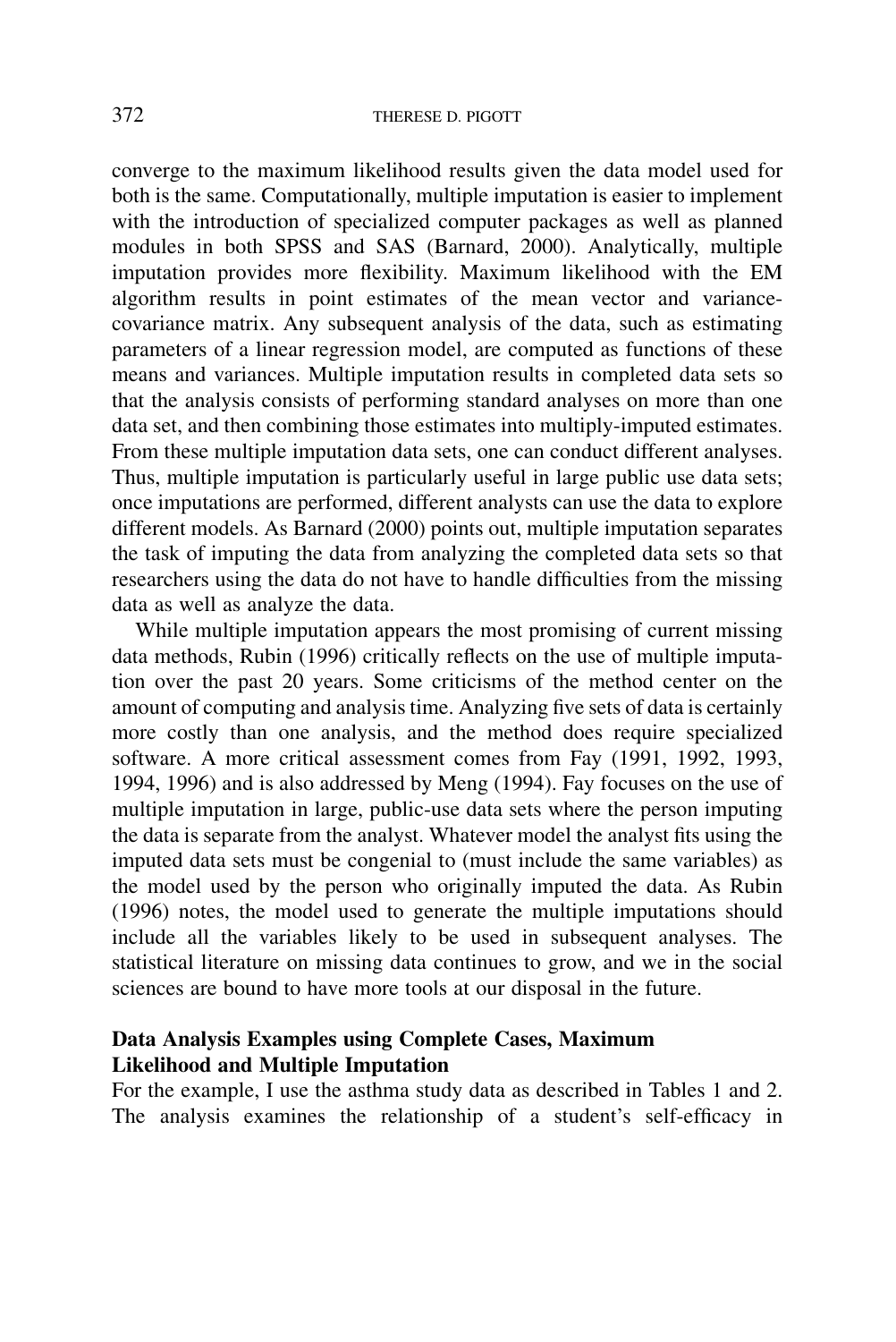converge to the maximum likelihood results given the data model used for both is the same. Computationally, multiple imputation is easier to implement with the introduction of specialized computer packages as well as planned modules in both SPSS and SAS (Barnard, 2000). Analytically, multiple imputation provides more flexibility. Maximum likelihood with the EM algorithm results in point estimates of the mean vector and variance-covariance matrix. Any subsequent analysis of the data, such as estimating parameters of a linear regression model, are computed as functions of these means and variances. Multiple imputation results in completed data sets so that the analysis consists of performing standard analyses on more than one data set, and then combining those estimates into multiply-imputed estimates. From these multiple imputation data sets, one can conduct different analyses. Thus, multiple imputation is particularly useful in large public use data sets; once imputations are performed, different analysts can use the data to explore different models. As Barnard (2000) points out, multiple imputation separates the task of imputing the data from analyzing the completed data sets so that researchers using the data do not have to handle difficulties from the missing data as well as analyze the data.

While multiple imputation appears the most promising of current missing data methods, Rubin (1996) critically reflects on the use of multiple imputation over the past 20 years. Some criticisms of the method center on the amount of computing and analysis time. Analyzing five sets of data is certainly more costly than one analysis, and the method does require specialized software. A more critical assessment comes from Fay (1991, 1992, 1993, 1994, 1996) and is also addressed by Meng (1994). Fay focuses on the use of multiple imputation in large, public-use data sets where the person imputing the data is separate from the analyst. Whatever model the analyst fits using the imputed data sets must be congenial to (must include the same variables) as the model used by the person who originally imputed the data. As Rubin (1996) notes, the model used to generate the multiple imputations should include all the variables likely to be used in subsequent analyses. The statistical literature on missing data continues to grow, and we in the social sciences are bound to have more tools at our disposal in the future.

### Data Analysis Examples using Complete Cases, Maximum Likelihood and Multiple Imputation

For the example, I use the asthma study data as described in Tables 1 and 2. The analysis examines the relationship of a student's self-efficacy in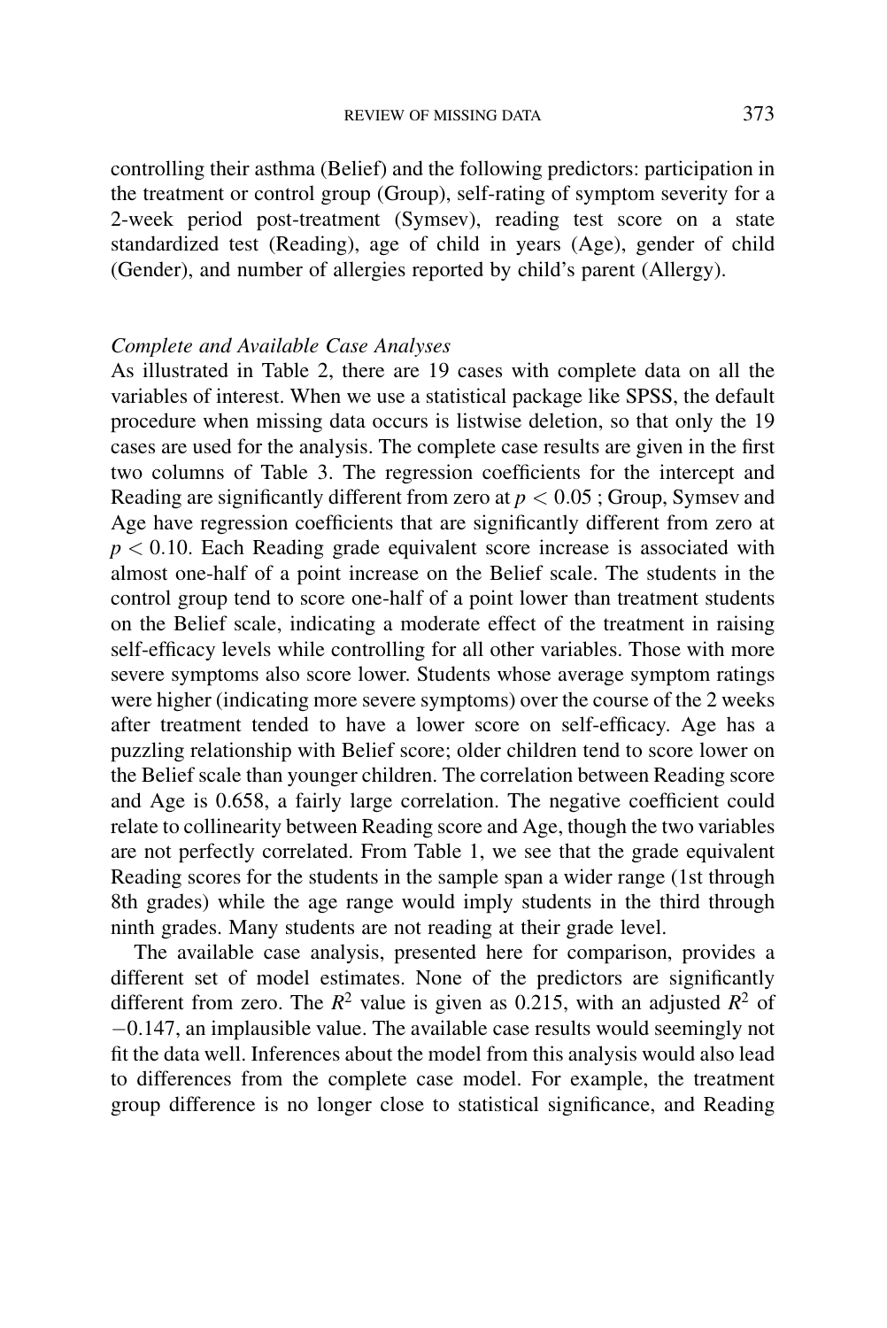controlling their asthma (Belief) and the following predictors: participation in the treatment or control group (Group), self-rating of symptom severity for a 2-week period post-treatment (Symsev), reading test score on a state standardized test (Reading), age of child in years (Age), gender of child (Gender), and number of allergies reported by child's parent (Allergy).

### *Complete and Available Case Analyses*

As illustrated in Table 2, there are 19 cases with complete data on all the variables of interest. When we use a statistical package like SPSS, the default procedure when missing data occurs is listwise deletion, so that only the 19 cases are used for the analysis. The complete case results are given in the first two columns of Table 3. The regression coefficients for the intercept and Reading are significantly different from zero at $p < 0.05$ ; Group, Symsev and Age have regression coefficients that are significantly different from zero at $p < 0.10$. Each Reading grade equivalent score increase is associated with almost one-half of a point increase on the Belief scale. The students in the control group tend to score one-half of a point lower than treatment students on the Belief scale, indicating a moderate effect of the treatment in raising self-efficacy levels while controlling for all other variables. Those with more severe symptoms also score lower. Students whose average symptom ratings were higher (indicating more severe symptoms) over the course of the 2 weeks after treatment tended to have a lower score on self-efficacy. Age has a puzzling relationship with Belief score; older children tend to score lower on the Belief scale than younger children. The correlation between Reading score and Age is 0.658, a fairly large correlation. The negative coefficient could relate to collinearity between Reading score and Age, though the two variables are not perfectly correlated. From Table 1, we see that the grade equivalent Reading scores for the students in the sample span a wider range (1st through 8th grades) while the age range would imply students in the third through ninth grades. Many students are not reading at their grade level.

The available case analysis, presented here for comparison, provides a different set of model estimates. None of the predictors are significantly different from zero. The $R^2$ value is given as 0.215, with an adjusted $R^2$ of $-0.147$, an implausible value. The available case results would seemingly not fit the data well. Inferences about the model from this analysis would also lead to differences from the complete case model. For example, the treatment group difference is no longer close to statistical significance, and Reading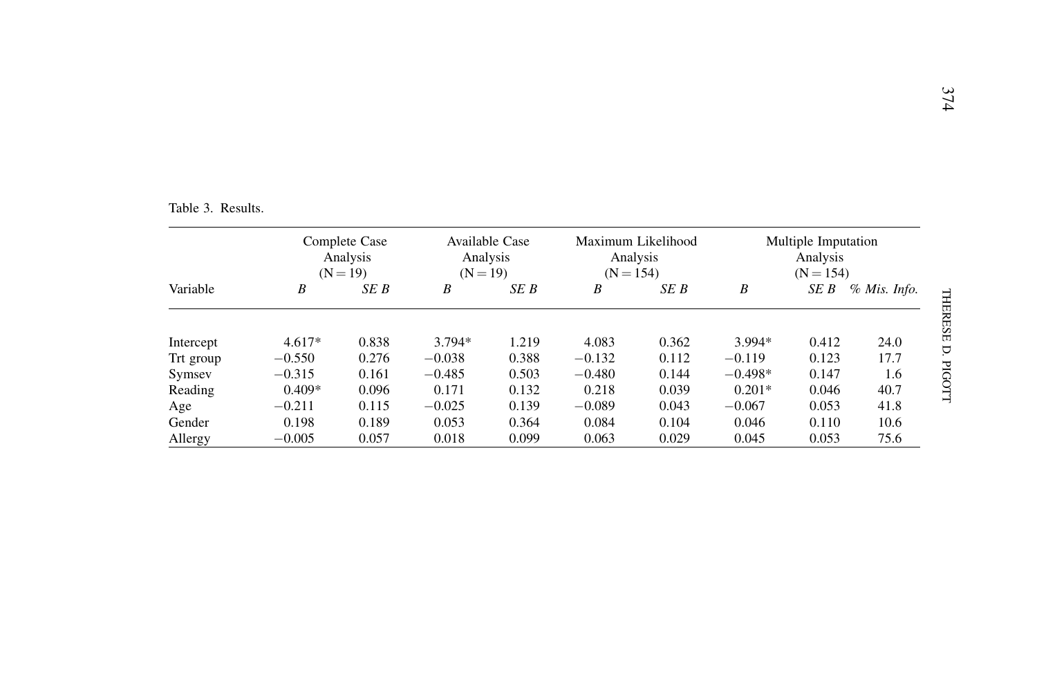Table 3. Results.

| Variable | Complete Case Analysis (N = 19) | | Available Case Analysis (N = 19) | | Maximum Likelihood Analysis (N = 154) | | Multiple Imputation Analysis (N = 154) | | |
|---|---|---|---|---|---|---|---|---|---|
| | *B* | *SE B* | *B* | *SE B* | *B* | *SE B* | *B* | *SE B* | *% Mis. Info.* |
| Intercept | 4.617* | 0.838 | 3.794* | 1.219 | 4.083 | 0.362 | 3.994* | 0.412 | 24.0 |
| Trt group | −0.550 | 0.276 | −0.038 | 0.388 | −0.132 | 0.112 | −0.119 | 0.123 | 17.7 |
| Symsev | −0.315 | 0.161 | −0.485 | 0.503 | −0.480 | 0.144 | −0.498* | 0.147 | 1.6 |
| Reading | 0.409* | 0.096 | 0.171 | 0.132 | 0.218 | 0.039 | 0.201* | 0.046 | 40.7 |
| Age | −0.211 | 0.115 | −0.025 | 0.139 | −0.089 | 0.043 | −0.067 | 0.053 | 41.8 |
| Gender | 0.198 | 0.189 | 0.053 | 0.364 | 0.084 | 0.104 | 0.046 | 0.110 | 10.6 |
| Allergy | −0.005 | 0.057 | 0.018 | 0.099 | 0.063 | 0.029 | 0.045 | 0.053 | 75.6 |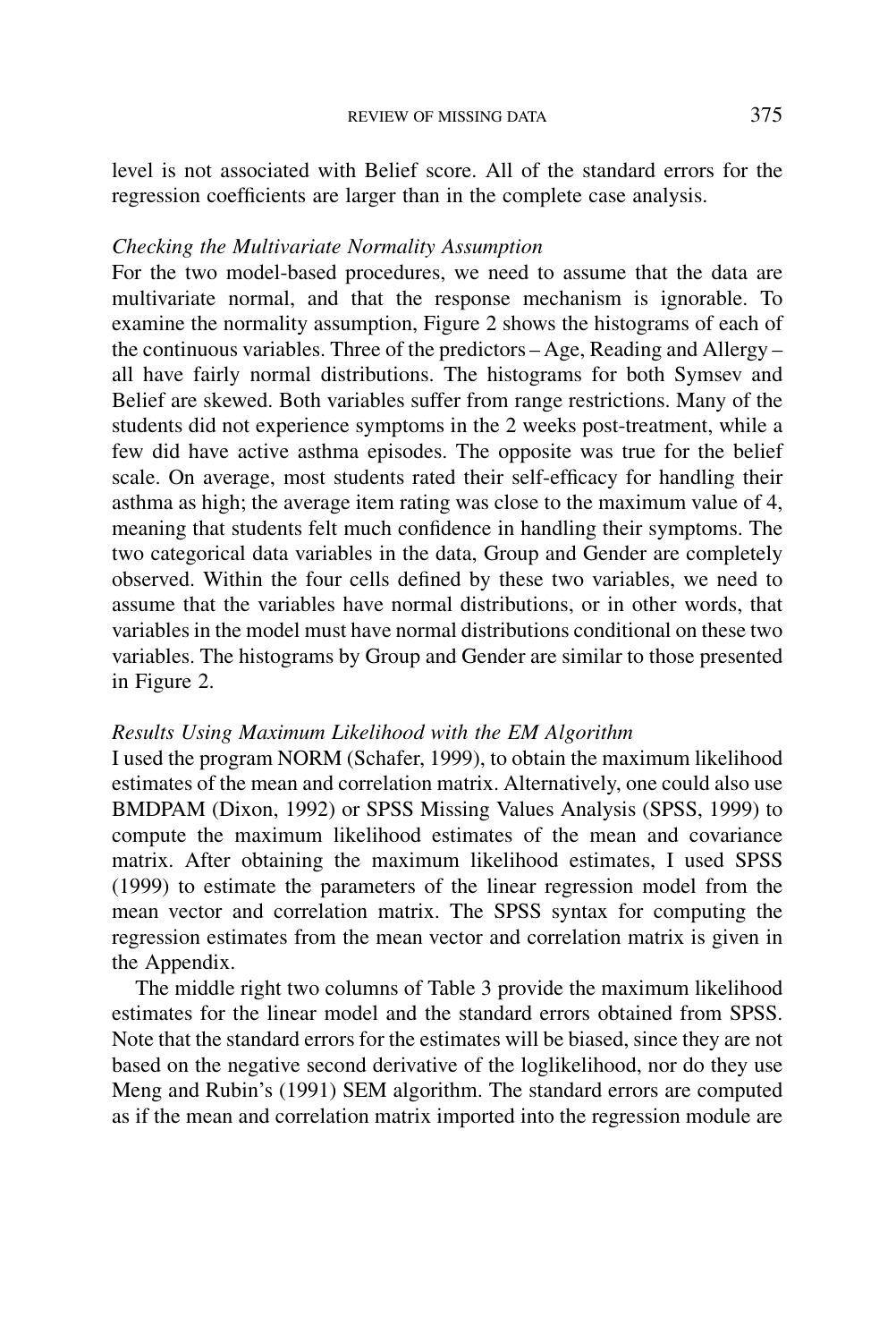level is not associated with Belief score. All of the standard errors for the regression coefficients are larger than in the complete case analysis.

*Checking the Multivariate Normality Assumption*

For the two model-based procedures, we need to assume that the data are multivariate normal, and that the response mechanism is ignorable. To examine the normality assumption, Figure 2 shows the histograms of each of the continuous variables. Three of the predictors – Age, Reading and Allergy – all have fairly normal distributions. The histograms for both Symsev and Belief are skewed. Both variables suffer from range restrictions. Many of the students did not experience symptoms in the 2 weeks post-treatment, while a few did have active asthma episodes. The opposite was true for the belief scale. On average, most students rated their self-efficacy for handling their asthma as high; the average item rating was close to the maximum value of 4, meaning that students felt much confidence in handling their symptoms. The two categorical data variables in the data, Group and Gender are completely observed. Within the four cells defined by these two variables, we need to assume that the variables have normal distributions, or in other words, that variables in the model must have normal distributions conditional on these two variables. The histograms by Group and Gender are similar to those presented in Figure 2.

*Results Using Maximum Likelihood with the EM Algorithm*

I used the program NORM (Schafer, 1999), to obtain the maximum likelihood estimates of the mean and correlation matrix. Alternatively, one could also use BMDPAM (Dixon, 1992) or SPSS Missing Values Analysis (SPSS, 1999) to compute the maximum likelihood estimates of the mean and covariance matrix. After obtaining the maximum likelihood estimates, I used SPSS (1999) to estimate the parameters of the linear regression model from the mean vector and correlation matrix. The SPSS syntax for computing the regression estimates from the mean vector and correlation matrix is given in the Appendix.

The middle right two columns of Table 3 provide the maximum likelihood estimates for the linear model and the standard errors obtained from SPSS. Note that the standard errors for the estimates will be biased, since they are not based on the negative second derivative of the loglikelihood, nor do they use Meng and Rubin's (1991) SEM algorithm. The standard errors are computed as if the mean and correlation matrix imported into the regression module are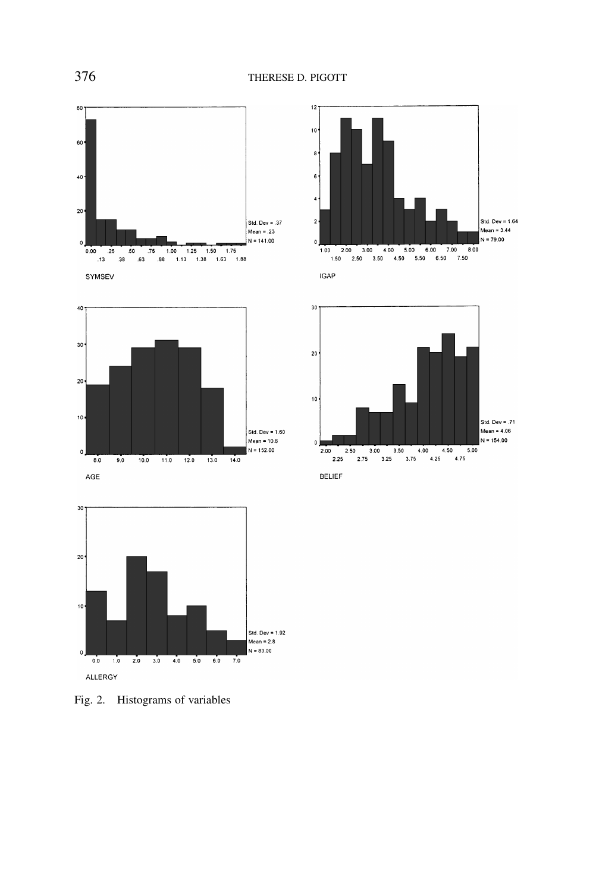Fig. 2. Histograms of variables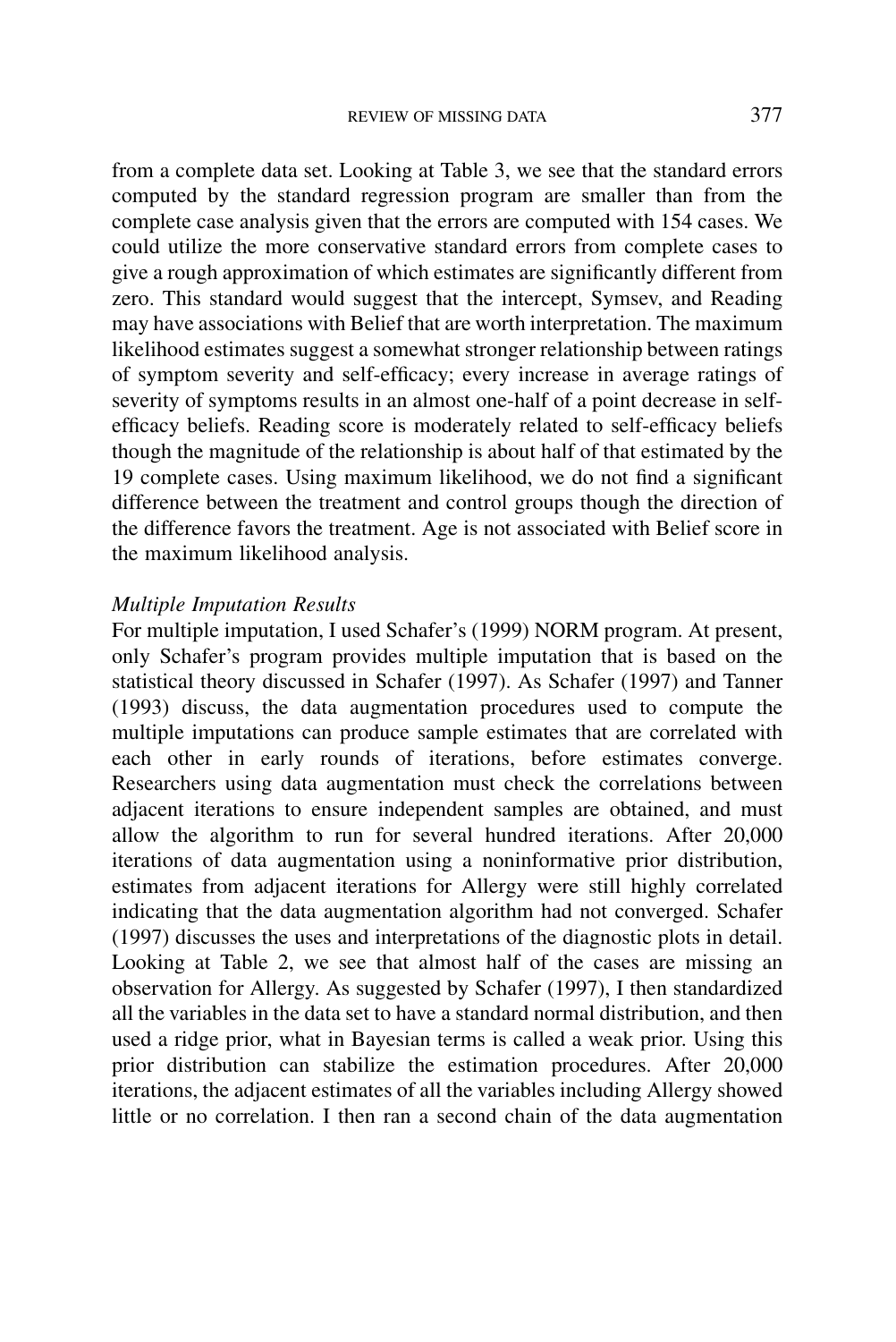from a complete data set. Looking at Table 3, we see that the standard errors computed by the standard regression program are smaller than from the complete case analysis given that the errors are computed with 154 cases. We could utilize the more conservative standard errors from complete cases to give a rough approximation of which estimates are significantly different from zero. This standard would suggest that the intercept, Symsev, and Reading may have associations with Belief that are worth interpretation. The maximum likelihood estimates suggest a somewhat stronger relationship between ratings of symptom severity and self-efficacy; every increase in average ratings of severity of symptoms results in an almost one-half of a point decrease in self-efficacy beliefs. Reading score is moderately related to self-efficacy beliefs though the magnitude of the relationship is about half of that estimated by the 19 complete cases. Using maximum likelihood, we do not find a significant difference between the treatment and control groups though the direction of the difference favors the treatment. Age is not associated with Belief score in the maximum likelihood analysis.

*Multiple Imputation Results*

For multiple imputation, I used Schafer's (1999) NORM program. At present, only Schafer's program provides multiple imputation that is based on the statistical theory discussed in Schafer (1997). As Schafer (1997) and Tanner (1993) discuss, the data augmentation procedures used to compute the multiple imputations can produce sample estimates that are correlated with each other in early rounds of iterations, before estimates converge. Researchers using data augmentation must check the correlations between adjacent iterations to ensure independent samples are obtained, and must allow the algorithm to run for several hundred iterations. After 20,000 iterations of data augmentation using a noninformative prior distribution, estimates from adjacent iterations for Allergy were still highly correlated indicating that the data augmentation algorithm had not converged. Schafer (1997) discusses the uses and interpretations of the diagnostic plots in detail. Looking at Table 2, we see that almost half of the cases are missing an observation for Allergy. As suggested by Schafer (1997), I then standardized all the variables in the data set to have a standard normal distribution, and then used a ridge prior, what in Bayesian terms is called a weak prior. Using this prior distribution can stabilize the estimation procedures. After 20,000 iterations, the adjacent estimates of all the variables including Allergy showed little or no correlation. I then ran a second chain of the data augmentation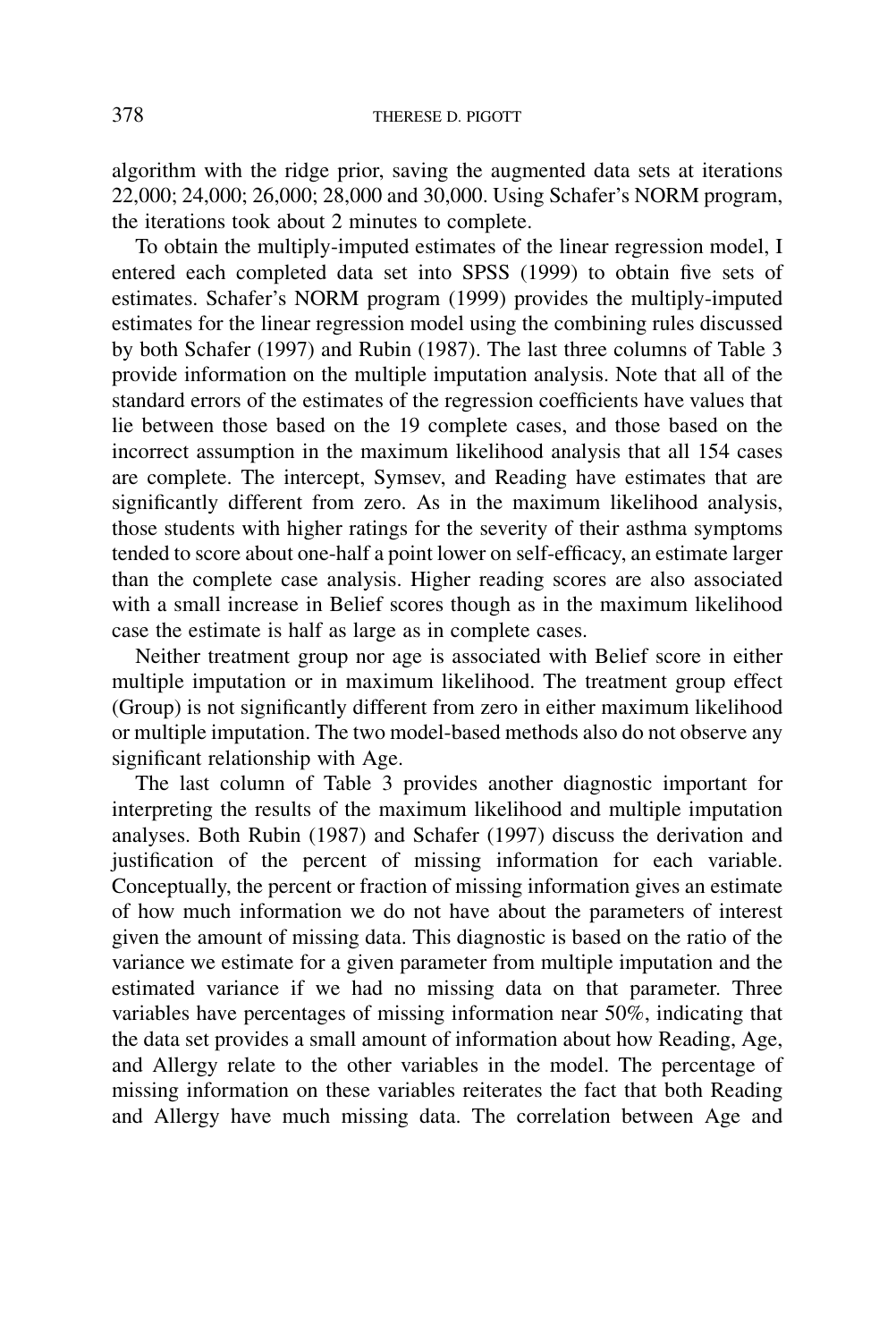algorithm with the ridge prior, saving the augmented data sets at iterations 22,000; 24,000; 26,000; 28,000 and 30,000. Using Schafer's NORM program, the iterations took about 2 minutes to complete.

To obtain the multiply-imputed estimates of the linear regression model, I entered each completed data set into SPSS (1999) to obtain five sets of estimates. Schafer's NORM program (1999) provides the multiply-imputed estimates for the linear regression model using the combining rules discussed by both Schafer (1997) and Rubin (1987). The last three columns of Table 3 provide information on the multiple imputation analysis. Note that all of the standard errors of the estimates of the regression coefficients have values that lie between those based on the 19 complete cases, and those based on the incorrect assumption in the maximum likelihood analysis that all 154 cases are complete. The intercept, Symsev, and Reading have estimates that are significantly different from zero. As in the maximum likelihood analysis, those students with higher ratings for the severity of their asthma symptoms tended to score about one-half a point lower on self-efficacy, an estimate larger than the complete case analysis. Higher reading scores are also associated with a small increase in Belief scores though as in the maximum likelihood case the estimate is half as large as in complete cases.

Neither treatment group nor age is associated with Belief score in either multiple imputation or in maximum likelihood. The treatment group effect (Group) is not significantly different from zero in either maximum likelihood or multiple imputation. The two model-based methods also do not observe any significant relationship with Age.

The last column of Table 3 provides another diagnostic important for interpreting the results of the maximum likelihood and multiple imputation analyses. Both Rubin (1987) and Schafer (1997) discuss the derivation and justification of the percent of missing information for each variable. Conceptually, the percent or fraction of missing information gives an estimate of how much information we do not have about the parameters of interest given the amount of missing data. This diagnostic is based on the ratio of the variance we estimate for a given parameter from multiple imputation and the estimated variance if we had no missing data on that parameter. Three variables have percentages of missing information near 50%, indicating that the data set provides a small amount of information about how Reading, Age, and Allergy relate to the other variables in the model. The percentage of missing information on these variables reiterates the fact that both Reading and Allergy have much missing data. The correlation between Age and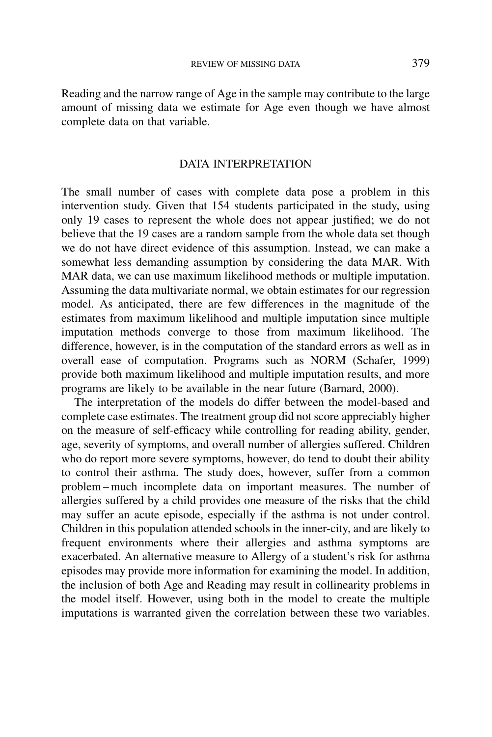Reading and the narrow range of Age in the sample may contribute to the large amount of missing data we estimate for Age even though we have almost complete data on that variable.

## DATA INTERPRETATION

The small number of cases with complete data pose a problem in this intervention study. Given that 154 students participated in the study, using only 19 cases to represent the whole does not appear justified; we do not believe that the 19 cases are a random sample from the whole data set though we do not have direct evidence of this assumption. Instead, we can make a somewhat less demanding assumption by considering the data MAR. With MAR data, we can use maximum likelihood methods or multiple imputation. Assuming the data multivariate normal, we obtain estimates for our regression model. As anticipated, there are few differences in the magnitude of the estimates from maximum likelihood and multiple imputation since multiple imputation methods converge to those from maximum likelihood. The difference, however, is in the computation of the standard errors as well as in overall ease of computation. Programs such as NORM (Schafer, 1999) provide both maximum likelihood and multiple imputation results, and more programs are likely to be available in the near future (Barnard, 2000).

The interpretation of the models do differ between the model-based and complete case estimates. The treatment group did not score appreciably higher on the measure of self-efficacy while controlling for reading ability, gender, age, severity of symptoms, and overall number of allergies suffered. Children who do report more severe symptoms, however, do tend to doubt their ability to control their asthma. The study does, however, suffer from a common problem – much incomplete data on important measures. The number of allergies suffered by a child provides one measure of the risks that the child may suffer an acute episode, especially if the asthma is not under control. Children in this population attended schools in the inner-city, and are likely to frequent environments where their allergies and asthma symptoms are exacerbated. An alternative measure to Allergy of a student's risk for asthma episodes may provide more information for examining the model. In addition, the inclusion of both Age and Reading may result in collinearity problems in the model itself. However, using both in the model to create the multiple imputations is warranted given the correlation between these two variables.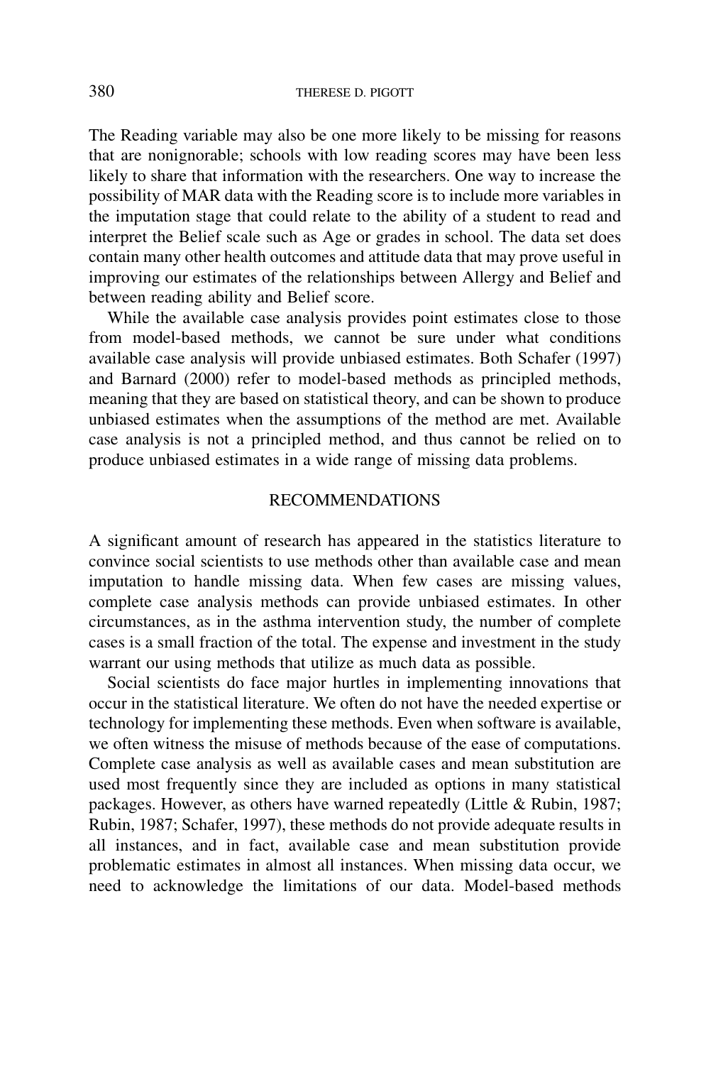The Reading variable may also be one more likely to be missing for reasons that are nonignorable; schools with low reading scores may have been less likely to share that information with the researchers. One way to increase the possibility of MAR data with the Reading score is to include more variables in the imputation stage that could relate to the ability of a student to read and interpret the Belief scale such as Age or grades in school. The data set does contain many other health outcomes and attitude data that may prove useful in improving our estimates of the relationships between Allergy and Belief and between reading ability and Belief score.

While the available case analysis provides point estimates close to those from model-based methods, we cannot be sure under what conditions available case analysis will provide unbiased estimates. Both Schafer (1997) and Barnard (2000) refer to model-based methods as principled methods, meaning that they are based on statistical theory, and can be shown to produce unbiased estimates when the assumptions of the method are met. Available case analysis is not a principled method, and thus cannot be relied on to produce unbiased estimates in a wide range of missing data problems.

## RECOMMENDATIONS

A significant amount of research has appeared in the statistics literature to convince social scientists to use methods other than available case and mean imputation to handle missing data. When few cases are missing values, complete case analysis methods can provide unbiased estimates. In other circumstances, as in the asthma intervention study, the number of complete cases is a small fraction of the total. The expense and investment in the study warrant our using methods that utilize as much data as possible.

Social scientists do face major hurtles in implementing innovations that occur in the statistical literature. We often do not have the needed expertise or technology for implementing these methods. Even when software is available, we often witness the misuse of methods because of the ease of computations. Complete case analysis as well as available cases and mean substitution are used most frequently since they are included as options in many statistical packages. However, as others have warned repeatedly (Little & Rubin, 1987; Rubin, 1987; Schafer, 1997), these methods do not provide adequate results in all instances, and in fact, available case and mean substitution provide problematic estimates in almost all instances. When missing data occur, we need to acknowledge the limitations of our data. Model-based methods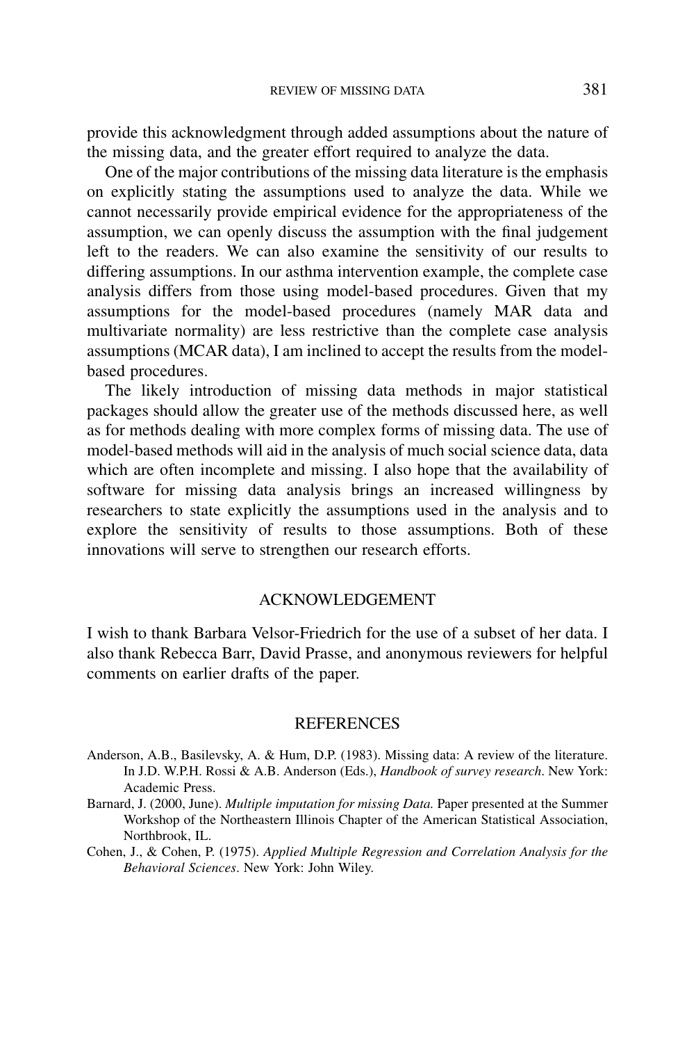provide this acknowledgment through added assumptions about the nature of the missing data, and the greater effort required to analyze the data.

One of the major contributions of the missing data literature is the emphasis on explicitly stating the assumptions used to analyze the data. While we cannot necessarily provide empirical evidence for the appropriateness of the assumption, we can openly discuss the assumption with the final judgement left to the readers. We can also examine the sensitivity of our results to differing assumptions. In our asthma intervention example, the complete case analysis differs from those using model-based procedures. Given that my assumptions for the model-based procedures (namely MAR data and multivariate normality) are less restrictive than the complete case analysis assumptions (MCAR data), I am inclined to accept the results from the model-based procedures.

The likely introduction of missing data methods in major statistical packages should allow the greater use of the methods discussed here, as well as for methods dealing with more complex forms of missing data. The use of model-based methods will aid in the analysis of much social science data, data which are often incomplete and missing. I also hope that the availability of software for missing data analysis brings an increased willingness by researchers to state explicitly the assumptions used in the analysis and to explore the sensitivity of results to those assumptions. Both of these innovations will serve to strengthen our research efforts.

## ACKNOWLEDGEMENT

I wish to thank Barbara Velsor-Friedrich for the use of a subset of her data. I also thank Rebecca Barr, David Prasse, and anonymous reviewers for helpful comments on earlier drafts of the paper.

## REFERENCES

Anderson, A.B., Basilevsky, A. & Hum, D.P. (1983). Missing data: A review of the literature. In J.D. W.P.H. Rossi & A.B. Anderson (Eds.), *Handbook of survey research*. New York: Academic Press.

Barnard, J. (2000, June). *Multiple imputation for missing Data.* Paper presented at the Summer Workshop of the Northeastern Illinois Chapter of the American Statistical Association, Northbrook, IL.

Cohen, J., & Cohen, P. (1975). *Applied Multiple Regression and Correlation Analysis for the Behavioral Sciences*. New York: John Wiley.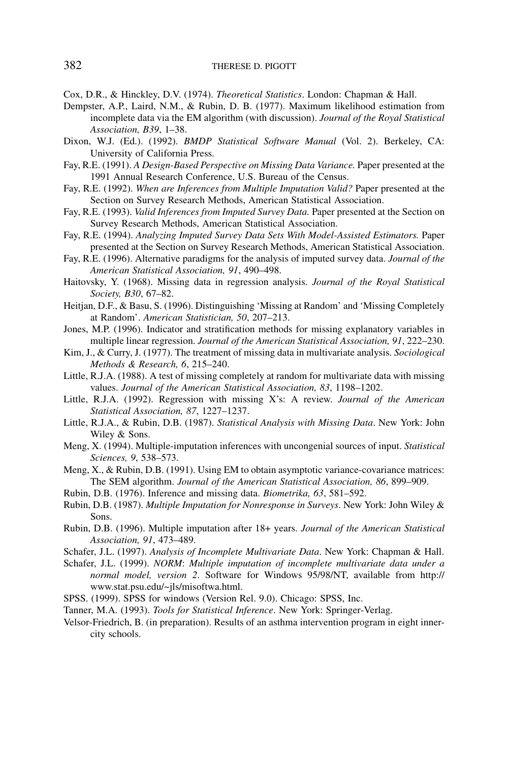Cox, D.R., & Hinckley, D.V. (1974). *Theoretical Statistics*. London: Chapman & Hall.

Dempster, A.P., Laird, N.M., & Rubin, D. B. (1977). Maximum likelihood estimation from incomplete data via the EM algorithm (with discussion). *Journal of the Royal Statistical Association, B39*, 1–38.

Dixon, W.J. (Ed.). (1992). *BMDP Statistical Software Manual* (Vol. 2). Berkeley, CA: University of California Press.

Fay, R.E. (1991). *A Design-Based Perspective on Missing Data Variance.* Paper presented at the 1991 Annual Research Conference, U.S. Bureau of the Census.

Fay, R.E. (1992). *When are Inferences from Multiple Imputation Valid?* Paper presented at the Section on Survey Research Methods, American Statistical Association.

Fay, R.E. (1993). *Valid Inferences from Imputed Survey Data.* Paper presented at the Section on Survey Research Methods, American Statistical Association.

Fay, R.E. (1994). *Analyzing Imputed Survey Data Sets With Model-Assisted Estimators.* Paper presented at the Section on Survey Research Methods, American Statistical Association.

Fay, R.E. (1996). Alternative paradigms for the analysis of imputed survey data. *Journal of the American Statistical Association, 91*, 490–498.

Haitovsky, Y. (1968). Missing data in regression analysis. *Journal of the Royal Statistical Society, B30*, 67–82.

Heitjan, D.F., & Basu, S. (1996). Distinguishing 'Missing at Random' and 'Missing Completely at Random'. *American Statistician, 50*, 207–213.

Jones, M.P. (1996). Indicator and stratification methods for missing explanatory variables in multiple linear regression. *Journal of the American Statistical Association, 91*, 222–230.

Kim, J., & Curry, J. (1977). The treatment of missing data in multivariate analysis. *Sociological Methods & Research, 6*, 215–240.

Little, R.J.A. (1988). A test of missing completely at random for multivariate data with missing values. *Journal of the American Statistical Association, 83*, 1198–1202.

Little, R.J.A. (1992). Regression with missing X's: A review. *Journal of the American Statistical Association, 87*, 1227–1237.

Little, R.J.A., & Rubin, D.B. (1987). *Statistical Analysis with Missing Data*. New York: John Wiley & Sons.

Meng, X. (1994). Multiple-imputation inferences with uncongenial sources of input. *Statistical Sciences, 9*, 538–573.

Meng, X., & Rubin, D.B. (1991). Using EM to obtain asymptotic variance-covariance matrices: The SEM algorithm. *Journal of the American Statistical Association, 86*, 899–909.

Rubin, D.B. (1976). Inference and missing data. *Biometrika, 63*, 581–592.

Rubin, D.B. (1987). *Multiple Imputation for Nonresponse in Surveys*. New York: John Wiley & Sons.

Rubin, D.B. (1996). Multiple imputation after 18+ years. *Journal of the American Statistical Association, 91*, 473–489.

Schafer, J.L. (1997). *Analysis of Incomplete Multivariate Data*. New York: Chapman & Hall.

Schafer, J.L. (1999). *NORM*: *Multiple imputation of incomplete multivariate data under a normal model, version 2*. Software for Windows 95/98/NT, available from http://www.stat.psu.edu/~jls/misoftwa.html.

SPSS. (1999). SPSS for windows (Version Rel. 9.0). Chicago: SPSS, Inc.

Tanner, M.A. (1993). *Tools for Statistical Inference*. New York: Springer-Verlag.

Velsor-Friedrich, B. (in preparation). Results of an asthma intervention program in eight inner-city schools.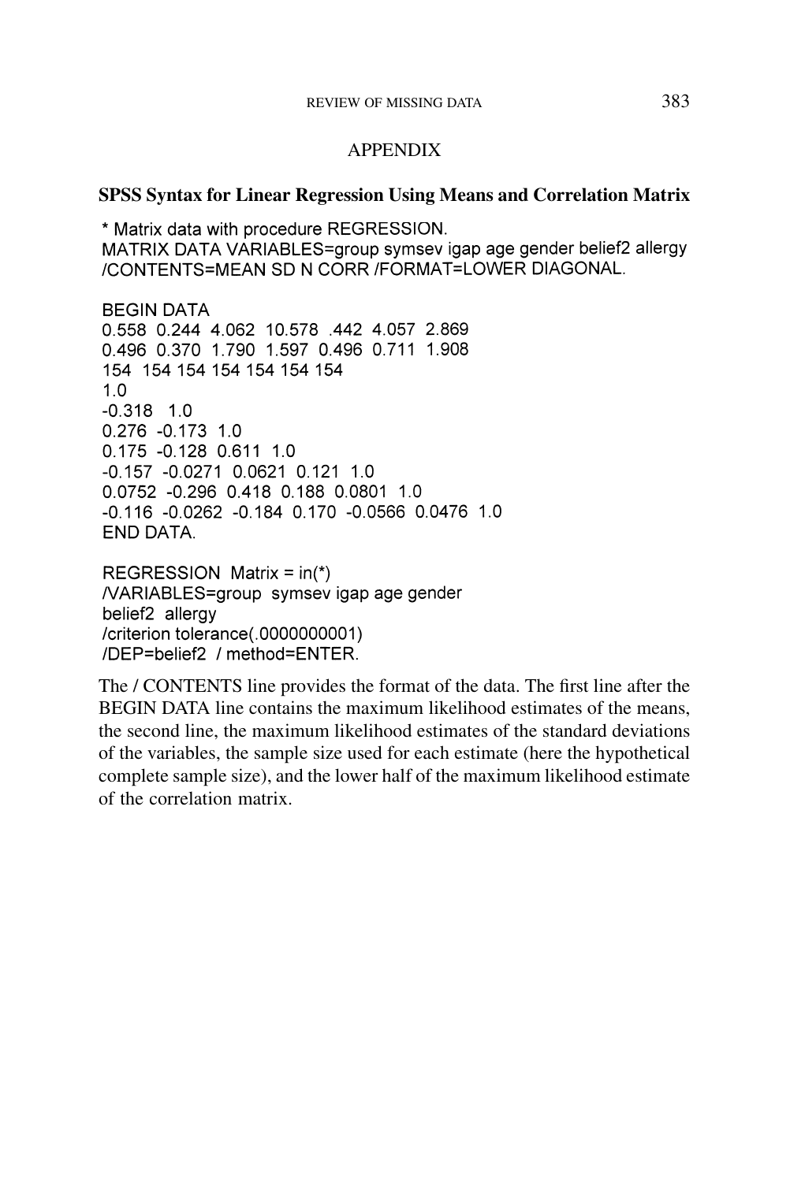## APPENDIX

### SPSS Syntax for Linear Regression Using Means and Correlation Matrix

```
* Matrix data with procedure REGRESSION.
MATRIX DATA VARIABLES=group symsev igap age gender belief2 allergy
/CONTENTS=MEAN SD N CORR /FORMAT=LOWER DIAGONAL.

BEGIN DATA
0.558  0.244  4.062  10.578  .442  4.057  2.869
0.496  0.370  1.790  1.597  0.496  0.711  1.908
154  154 154 154 154 154 154
1.0
-0.318   1.0
0.276  -0.173  1.0
0.175  -0.128  0.611  1.0
-0.157  -0.0271  0.0621  0.121  1.0
0.0752  -0.296  0.418  0.188  0.0801  1.0
-0.116  -0.0262  -0.184  0.170  -0.0566  0.0476  1.0
END DATA.

REGRESSION  Matrix = in(*)
/VARIABLES=group  symsev igap age gender
belief2  allergy
/criterion tolerance(.0000000001)
/DEP=belief2  / method=ENTER.
```

The / CONTENTS line provides the format of the data. The first line after the BEGIN DATA line contains the maximum likelihood estimates of the means, the second line, the maximum likelihood estimates of the standard deviations of the variables, the sample size used for each estimate (here the hypothetical complete sample size), and the lower half of the maximum likelihood estimate of the correlation matrix.